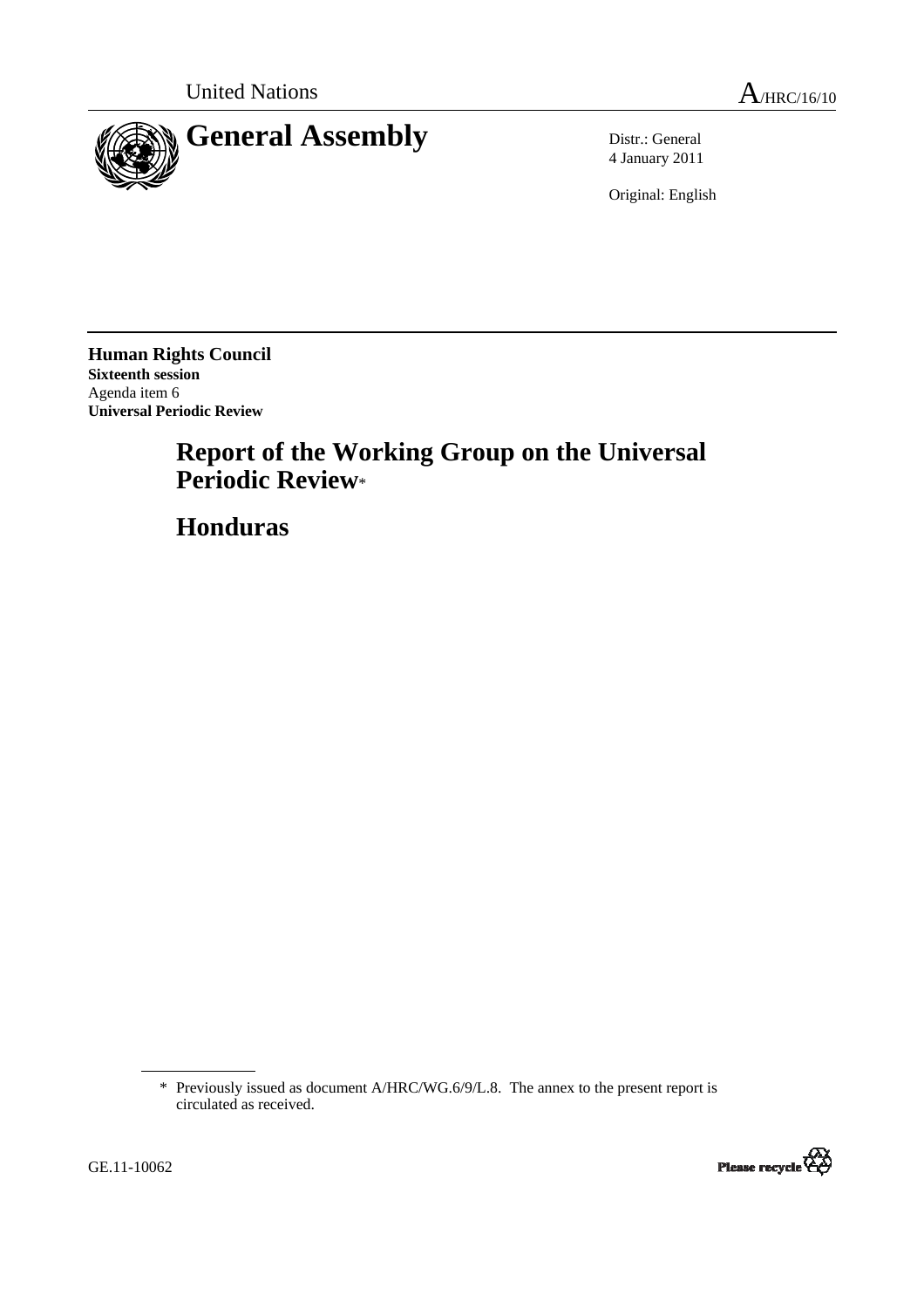United Nations

A/HRC/16/10

# General Assembly

Distr.: General
4 January 2011

Original: English

**Human Rights Council**
**Sixteenth session**
Agenda item 6
**Universal Periodic Review**

## Report of the Working Group on the Universal Periodic Review*

## Honduras

\* Previously issued as document A/HRC/WG.6/9/L.8. The annex to the present report is circulated as received.

GE.11-10062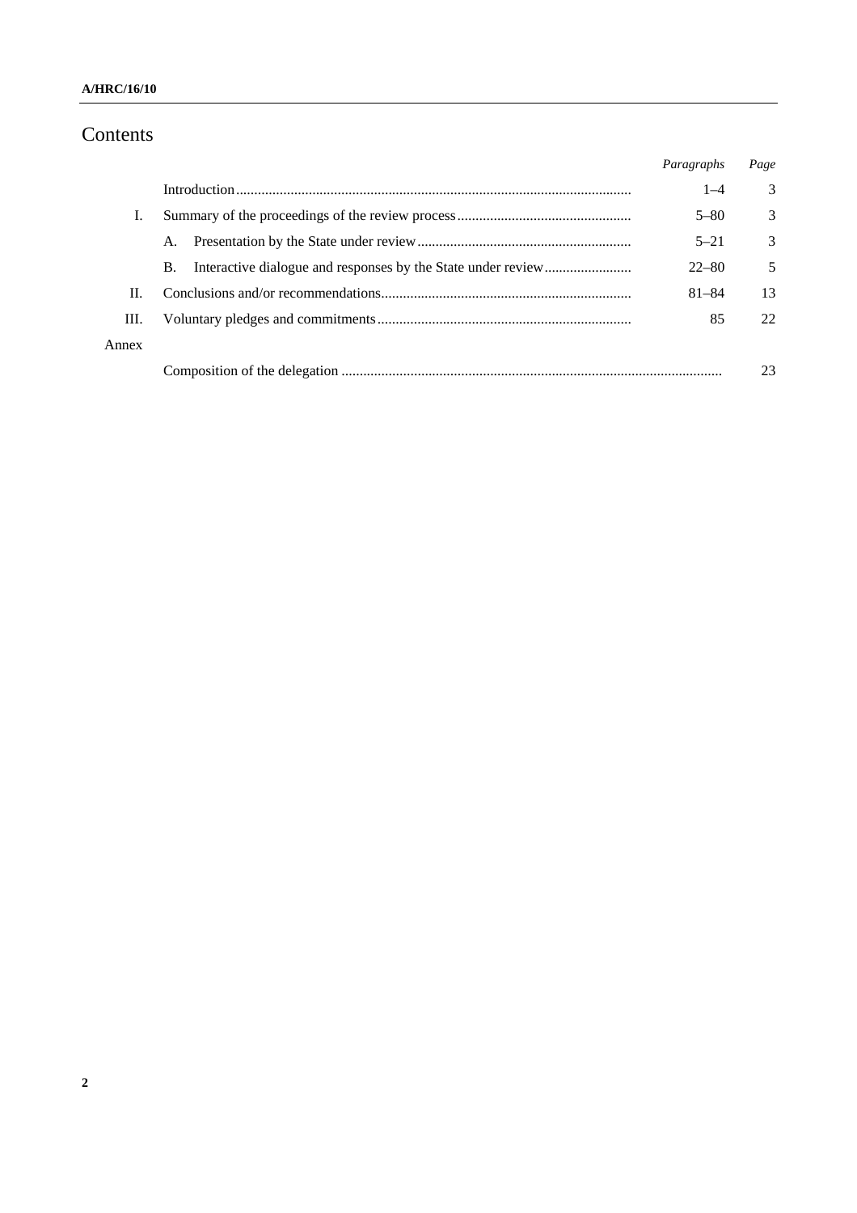# Contents

| | | *Paragraphs* | *Page* |
|---|---|---|---|
| | Introduction | 1–4 | 3 |
| I. | Summary of the proceedings of the review process | 5–80 | 3 |
| | A. Presentation by the State under review | 5–21 | 3 |
| | B. Interactive dialogue and responses by the State under review | 22–80 | 5 |
| II. | Conclusions and/or recommendations | 81–84 | 13 |
| III. | Voluntary pledges and commitments | 85 | 22 |
| Annex | | | |
| | Composition of the delegation | | 23 |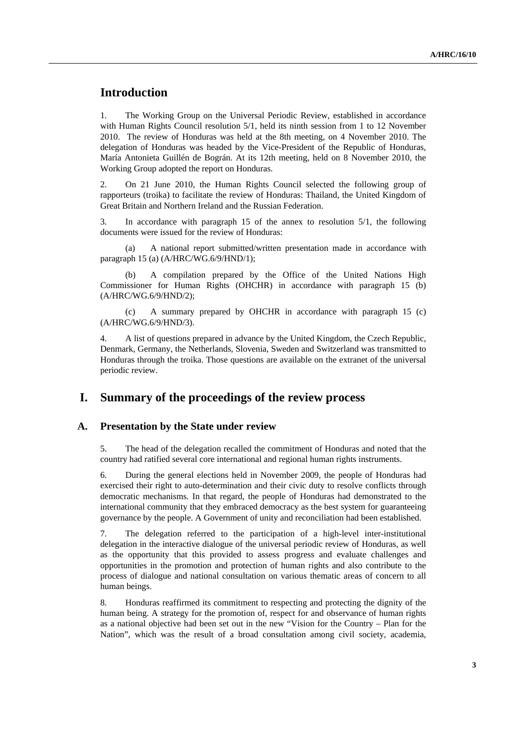# Introduction

1. The Working Group on the Universal Periodic Review, established in accordance with Human Rights Council resolution 5/1, held its ninth session from 1 to 12 November 2010. The review of Honduras was held at the 8th meeting, on 4 November 2010. The delegation of Honduras was headed by the Vice-President of the Republic of Honduras, María Antonieta Guillén de Bográn. At its 12th meeting, held on 8 November 2010, the Working Group adopted the report on Honduras.

2. On 21 June 2010, the Human Rights Council selected the following group of rapporteurs (troika) to facilitate the review of Honduras: Thailand, the United Kingdom of Great Britain and Northern Ireland and the Russian Federation.

3. In accordance with paragraph 15 of the annex to resolution 5/1, the following documents were issued for the review of Honduras:

(a) A national report submitted/written presentation made in accordance with paragraph 15 (a) (A/HRC/WG.6/9/HND/1);

(b) A compilation prepared by the Office of the United Nations High Commissioner for Human Rights (OHCHR) in accordance with paragraph 15 (b) (A/HRC/WG.6/9/HND/2);

(c) A summary prepared by OHCHR in accordance with paragraph 15 (c) (A/HRC/WG.6/9/HND/3).

4. A list of questions prepared in advance by the United Kingdom, the Czech Republic, Denmark, Germany, the Netherlands, Slovenia, Sweden and Switzerland was transmitted to Honduras through the troika. Those questions are available on the extranet of the universal periodic review.

# I. Summary of the proceedings of the review process

## A. Presentation by the State under review

5. The head of the delegation recalled the commitment of Honduras and noted that the country had ratified several core international and regional human rights instruments.

6. During the general elections held in November 2009, the people of Honduras had exercised their right to auto-determination and their civic duty to resolve conflicts through democratic mechanisms. In that regard, the people of Honduras had demonstrated to the international community that they embraced democracy as the best system for guaranteeing governance by the people. A Government of unity and reconciliation had been established.

7. The delegation referred to the participation of a high-level inter-institutional delegation in the interactive dialogue of the universal periodic review of Honduras, as well as the opportunity that this provided to assess progress and evaluate challenges and opportunities in the promotion and protection of human rights and also contribute to the process of dialogue and national consultation on various thematic areas of concern to all human beings.

8. Honduras reaffirmed its commitment to respecting and protecting the dignity of the human being. A strategy for the promotion of, respect for and observance of human rights as a national objective had been set out in the new "Vision for the Country – Plan for the Nation", which was the result of a broad consultation among civil society, academia,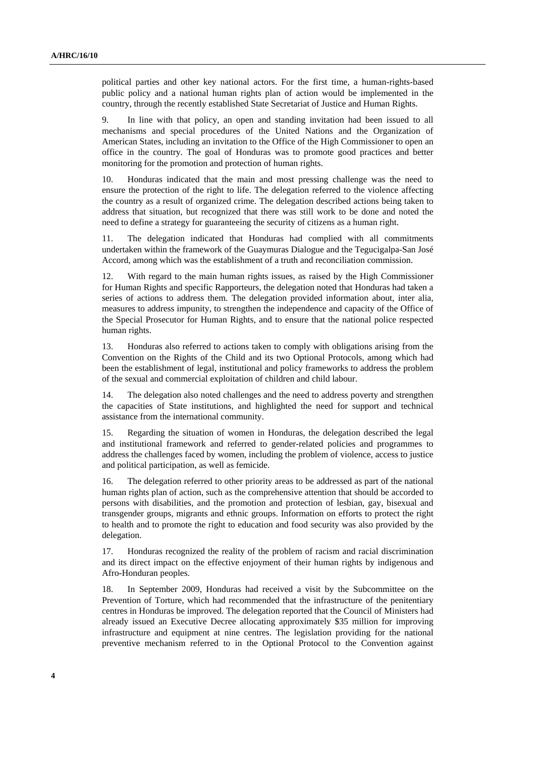political parties and other key national actors. For the first time, a human-rights-based public policy and a national human rights plan of action would be implemented in the country, through the recently established State Secretariat of Justice and Human Rights.

9. In line with that policy, an open and standing invitation had been issued to all mechanisms and special procedures of the United Nations and the Organization of American States, including an invitation to the Office of the High Commissioner to open an office in the country. The goal of Honduras was to promote good practices and better monitoring for the promotion and protection of human rights.

10. Honduras indicated that the main and most pressing challenge was the need to ensure the protection of the right to life. The delegation referred to the violence affecting the country as a result of organized crime. The delegation described actions being taken to address that situation, but recognized that there was still work to be done and noted the need to define a strategy for guaranteeing the security of citizens as a human right.

11. The delegation indicated that Honduras had complied with all commitments undertaken within the framework of the Guaymuras Dialogue and the Tegucigalpa-San José Accord, among which was the establishment of a truth and reconciliation commission.

12. With regard to the main human rights issues, as raised by the High Commissioner for Human Rights and specific Rapporteurs, the delegation noted that Honduras had taken a series of actions to address them. The delegation provided information about, inter alia, measures to address impunity, to strengthen the independence and capacity of the Office of the Special Prosecutor for Human Rights, and to ensure that the national police respected human rights.

13. Honduras also referred to actions taken to comply with obligations arising from the Convention on the Rights of the Child and its two Optional Protocols, among which had been the establishment of legal, institutional and policy frameworks to address the problem of the sexual and commercial exploitation of children and child labour.

14. The delegation also noted challenges and the need to address poverty and strengthen the capacities of State institutions, and highlighted the need for support and technical assistance from the international community.

15. Regarding the situation of women in Honduras, the delegation described the legal and institutional framework and referred to gender-related policies and programmes to address the challenges faced by women, including the problem of violence, access to justice and political participation, as well as femicide.

16. The delegation referred to other priority areas to be addressed as part of the national human rights plan of action, such as the comprehensive attention that should be accorded to persons with disabilities, and the promotion and protection of lesbian, gay, bisexual and transgender groups, migrants and ethnic groups. Information on efforts to protect the right to health and to promote the right to education and food security was also provided by the delegation.

17. Honduras recognized the reality of the problem of racism and racial discrimination and its direct impact on the effective enjoyment of their human rights by indigenous and Afro-Honduran peoples.

18. In September 2009, Honduras had received a visit by the Subcommittee on the Prevention of Torture, which had recommended that the infrastructure of the penitentiary centres in Honduras be improved. The delegation reported that the Council of Ministers had already issued an Executive Decree allocating approximately $35 million for improving infrastructure and equipment at nine centres. The legislation providing for the national preventive mechanism referred to in the Optional Protocol to the Convention against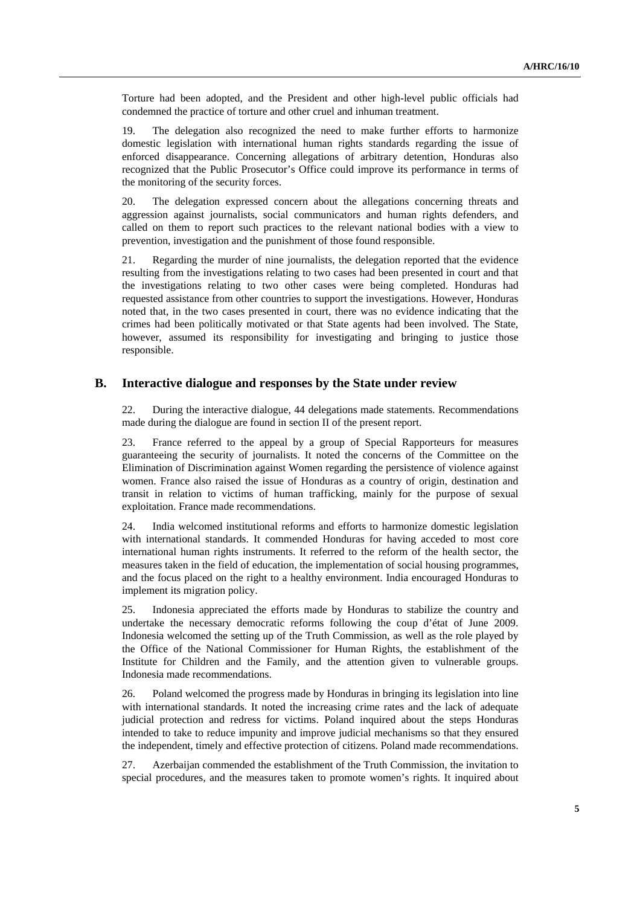Torture had been adopted, and the President and other high-level public officials had condemned the practice of torture and other cruel and inhuman treatment.

19. The delegation also recognized the need to make further efforts to harmonize domestic legislation with international human rights standards regarding the issue of enforced disappearance. Concerning allegations of arbitrary detention, Honduras also recognized that the Public Prosecutor's Office could improve its performance in terms of the monitoring of the security forces.

20. The delegation expressed concern about the allegations concerning threats and aggression against journalists, social communicators and human rights defenders, and called on them to report such practices to the relevant national bodies with a view to prevention, investigation and the punishment of those found responsible.

21. Regarding the murder of nine journalists, the delegation reported that the evidence resulting from the investigations relating to two cases had been presented in court and that the investigations relating to two other cases were being completed. Honduras had requested assistance from other countries to support the investigations. However, Honduras noted that, in the two cases presented in court, there was no evidence indicating that the crimes had been politically motivated or that State agents had been involved. The State, however, assumed its responsibility for investigating and bringing to justice those responsible.

## B. Interactive dialogue and responses by the State under review

22. During the interactive dialogue, 44 delegations made statements. Recommendations made during the dialogue are found in section II of the present report.

23. France referred to the appeal by a group of Special Rapporteurs for measures guaranteeing the security of journalists. It noted the concerns of the Committee on the Elimination of Discrimination against Women regarding the persistence of violence against women. France also raised the issue of Honduras as a country of origin, destination and transit in relation to victims of human trafficking, mainly for the purpose of sexual exploitation. France made recommendations.

24. India welcomed institutional reforms and efforts to harmonize domestic legislation with international standards. It commended Honduras for having acceded to most core international human rights instruments. It referred to the reform of the health sector, the measures taken in the field of education, the implementation of social housing programmes, and the focus placed on the right to a healthy environment. India encouraged Honduras to implement its migration policy.

25. Indonesia appreciated the efforts made by Honduras to stabilize the country and undertake the necessary democratic reforms following the coup d'état of June 2009. Indonesia welcomed the setting up of the Truth Commission, as well as the role played by the Office of the National Commissioner for Human Rights, the establishment of the Institute for Children and the Family, and the attention given to vulnerable groups. Indonesia made recommendations.

26. Poland welcomed the progress made by Honduras in bringing its legislation into line with international standards. It noted the increasing crime rates and the lack of adequate judicial protection and redress for victims. Poland inquired about the steps Honduras intended to take to reduce impunity and improve judicial mechanisms so that they ensured the independent, timely and effective protection of citizens. Poland made recommendations.

27. Azerbaijan commended the establishment of the Truth Commission, the invitation to special procedures, and the measures taken to promote women's rights. It inquired about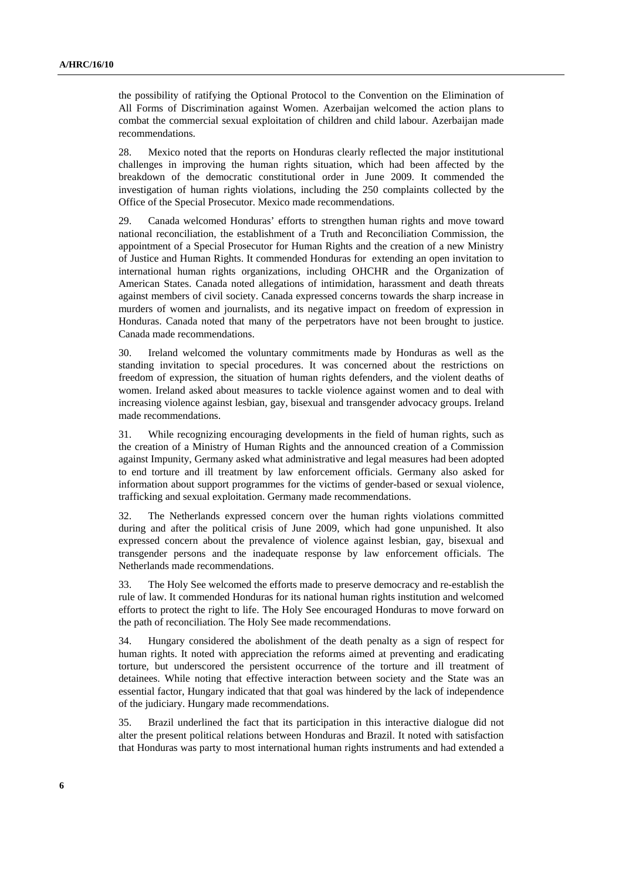the possibility of ratifying the Optional Protocol to the Convention on the Elimination of All Forms of Discrimination against Women. Azerbaijan welcomed the action plans to combat the commercial sexual exploitation of children and child labour. Azerbaijan made recommendations.

28. Mexico noted that the reports on Honduras clearly reflected the major institutional challenges in improving the human rights situation, which had been affected by the breakdown of the democratic constitutional order in June 2009. It commended the investigation of human rights violations, including the 250 complaints collected by the Office of the Special Prosecutor. Mexico made recommendations.

29. Canada welcomed Honduras' efforts to strengthen human rights and move toward national reconciliation, the establishment of a Truth and Reconciliation Commission, the appointment of a Special Prosecutor for Human Rights and the creation of a new Ministry of Justice and Human Rights. It commended Honduras for extending an open invitation to international human rights organizations, including OHCHR and the Organization of American States. Canada noted allegations of intimidation, harassment and death threats against members of civil society. Canada expressed concerns towards the sharp increase in murders of women and journalists, and its negative impact on freedom of expression in Honduras. Canada noted that many of the perpetrators have not been brought to justice. Canada made recommendations.

30. Ireland welcomed the voluntary commitments made by Honduras as well as the standing invitation to special procedures. It was concerned about the restrictions on freedom of expression, the situation of human rights defenders, and the violent deaths of women. Ireland asked about measures to tackle violence against women and to deal with increasing violence against lesbian, gay, bisexual and transgender advocacy groups. Ireland made recommendations.

31. While recognizing encouraging developments in the field of human rights, such as the creation of a Ministry of Human Rights and the announced creation of a Commission against Impunity, Germany asked what administrative and legal measures had been adopted to end torture and ill treatment by law enforcement officials. Germany also asked for information about support programmes for the victims of gender-based or sexual violence, trafficking and sexual exploitation. Germany made recommendations.

32. The Netherlands expressed concern over the human rights violations committed during and after the political crisis of June 2009, which had gone unpunished. It also expressed concern about the prevalence of violence against lesbian, gay, bisexual and transgender persons and the inadequate response by law enforcement officials. The Netherlands made recommendations.

33. The Holy See welcomed the efforts made to preserve democracy and re-establish the rule of law. It commended Honduras for its national human rights institution and welcomed efforts to protect the right to life. The Holy See encouraged Honduras to move forward on the path of reconciliation. The Holy See made recommendations.

34. Hungary considered the abolishment of the death penalty as a sign of respect for human rights. It noted with appreciation the reforms aimed at preventing and eradicating torture, but underscored the persistent occurrence of the torture and ill treatment of detainees. While noting that effective interaction between society and the State was an essential factor, Hungary indicated that that goal was hindered by the lack of independence of the judiciary. Hungary made recommendations.

35. Brazil underlined the fact that its participation in this interactive dialogue did not alter the present political relations between Honduras and Brazil. It noted with satisfaction that Honduras was party to most international human rights instruments and had extended a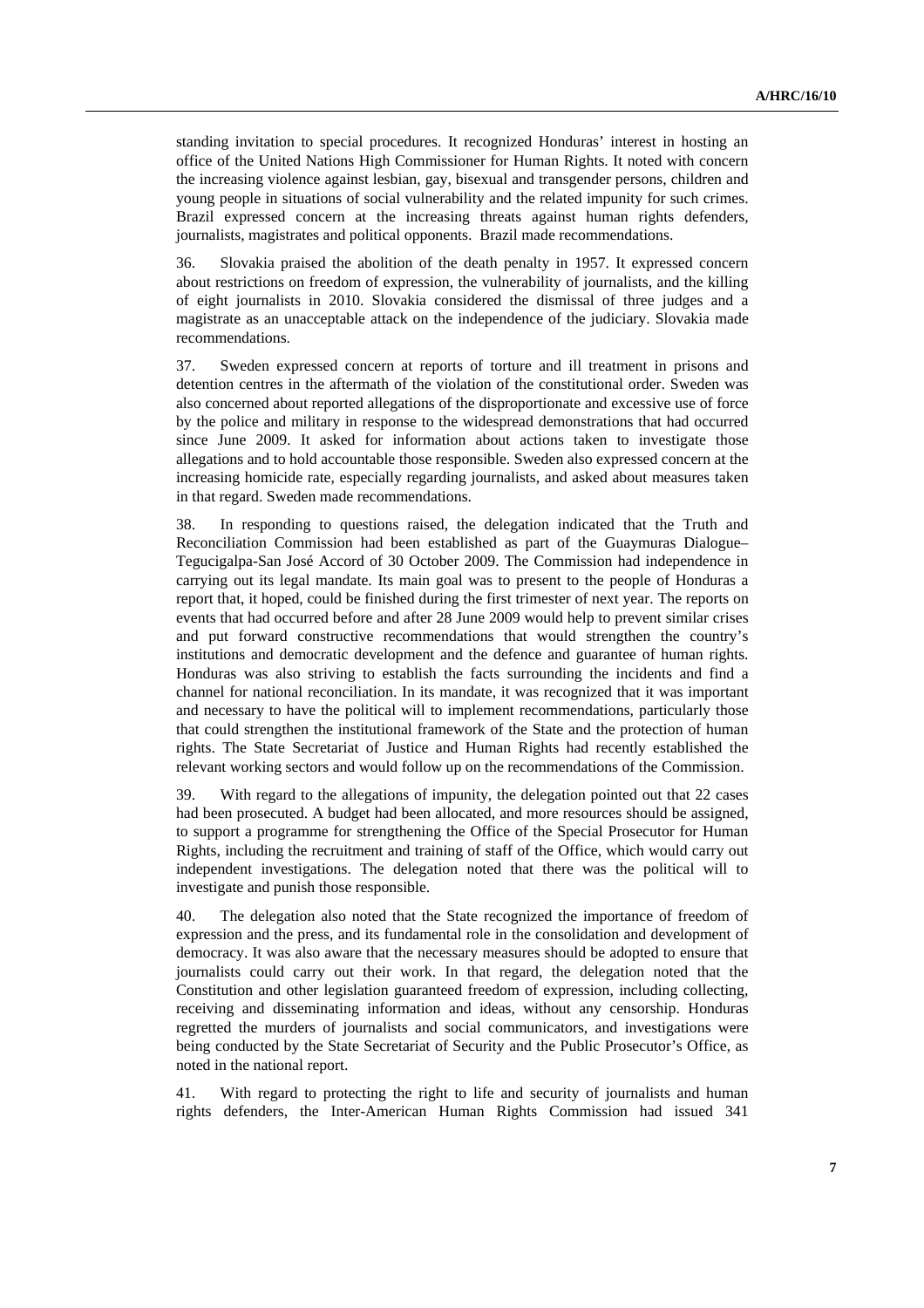standing invitation to special procedures. It recognized Honduras' interest in hosting an office of the United Nations High Commissioner for Human Rights. It noted with concern the increasing violence against lesbian, gay, bisexual and transgender persons, children and young people in situations of social vulnerability and the related impunity for such crimes. Brazil expressed concern at the increasing threats against human rights defenders, journalists, magistrates and political opponents. Brazil made recommendations.

36. Slovakia praised the abolition of the death penalty in 1957. It expressed concern about restrictions on freedom of expression, the vulnerability of journalists, and the killing of eight journalists in 2010. Slovakia considered the dismissal of three judges and a magistrate as an unacceptable attack on the independence of the judiciary. Slovakia made recommendations.

37. Sweden expressed concern at reports of torture and ill treatment in prisons and detention centres in the aftermath of the violation of the constitutional order. Sweden was also concerned about reported allegations of the disproportionate and excessive use of force by the police and military in response to the widespread demonstrations that had occurred since June 2009. It asked for information about actions taken to investigate those allegations and to hold accountable those responsible. Sweden also expressed concern at the increasing homicide rate, especially regarding journalists, and asked about measures taken in that regard. Sweden made recommendations.

38. In responding to questions raised, the delegation indicated that the Truth and Reconciliation Commission had been established as part of the Guaymuras Dialogue–Tegucigalpa-San José Accord of 30 October 2009. The Commission had independence in carrying out its legal mandate. Its main goal was to present to the people of Honduras a report that, it hoped, could be finished during the first trimester of next year. The reports on events that had occurred before and after 28 June 2009 would help to prevent similar crises and put forward constructive recommendations that would strengthen the country's institutions and democratic development and the defence and guarantee of human rights. Honduras was also striving to establish the facts surrounding the incidents and find a channel for national reconciliation. In its mandate, it was recognized that it was important and necessary to have the political will to implement recommendations, particularly those that could strengthen the institutional framework of the State and the protection of human rights. The State Secretariat of Justice and Human Rights had recently established the relevant working sectors and would follow up on the recommendations of the Commission.

39. With regard to the allegations of impunity, the delegation pointed out that 22 cases had been prosecuted. A budget had been allocated, and more resources should be assigned, to support a programme for strengthening the Office of the Special Prosecutor for Human Rights, including the recruitment and training of staff of the Office, which would carry out independent investigations. The delegation noted that there was the political will to investigate and punish those responsible.

40. The delegation also noted that the State recognized the importance of freedom of expression and the press, and its fundamental role in the consolidation and development of democracy. It was also aware that the necessary measures should be adopted to ensure that journalists could carry out their work. In that regard, the delegation noted that the Constitution and other legislation guaranteed freedom of expression, including collecting, receiving and disseminating information and ideas, without any censorship. Honduras regretted the murders of journalists and social communicators, and investigations were being conducted by the State Secretariat of Security and the Public Prosecutor's Office, as noted in the national report.

41. With regard to protecting the right to life and security of journalists and human rights defenders, the Inter-American Human Rights Commission had issued 341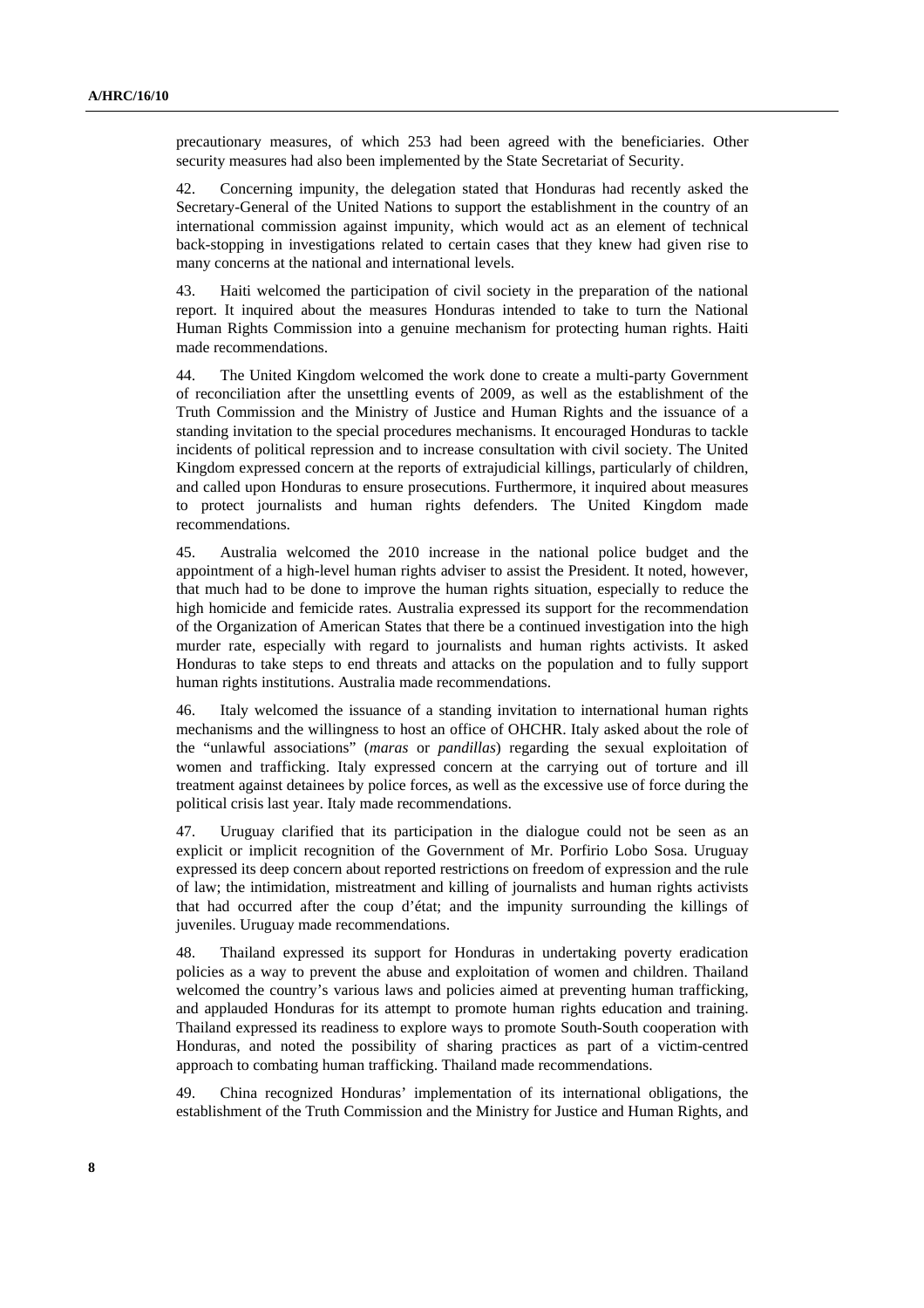precautionary measures, of which 253 had been agreed with the beneficiaries. Other security measures had also been implemented by the State Secretariat of Security.

42. Concerning impunity, the delegation stated that Honduras had recently asked the Secretary-General of the United Nations to support the establishment in the country of an international commission against impunity, which would act as an element of technical back-stopping in investigations related to certain cases that they knew had given rise to many concerns at the national and international levels.

43. Haiti welcomed the participation of civil society in the preparation of the national report. It inquired about the measures Honduras intended to take to turn the National Human Rights Commission into a genuine mechanism for protecting human rights. Haiti made recommendations.

44. The United Kingdom welcomed the work done to create a multi-party Government of reconciliation after the unsettling events of 2009, as well as the establishment of the Truth Commission and the Ministry of Justice and Human Rights and the issuance of a standing invitation to the special procedures mechanisms. It encouraged Honduras to tackle incidents of political repression and to increase consultation with civil society. The United Kingdom expressed concern at the reports of extrajudicial killings, particularly of children, and called upon Honduras to ensure prosecutions. Furthermore, it inquired about measures to protect journalists and human rights defenders. The United Kingdom made recommendations.

45. Australia welcomed the 2010 increase in the national police budget and the appointment of a high-level human rights adviser to assist the President. It noted, however, that much had to be done to improve the human rights situation, especially to reduce the high homicide and femicide rates. Australia expressed its support for the recommendation of the Organization of American States that there be a continued investigation into the high murder rate, especially with regard to journalists and human rights activists. It asked Honduras to take steps to end threats and attacks on the population and to fully support human rights institutions. Australia made recommendations.

46. Italy welcomed the issuance of a standing invitation to international human rights mechanisms and the willingness to host an office of OHCHR. Italy asked about the role of the "unlawful associations" (*maras* or *pandillas*) regarding the sexual exploitation of women and trafficking. Italy expressed concern at the carrying out of torture and ill treatment against detainees by police forces, as well as the excessive use of force during the political crisis last year. Italy made recommendations.

47. Uruguay clarified that its participation in the dialogue could not be seen as an explicit or implicit recognition of the Government of Mr. Porfirio Lobo Sosa. Uruguay expressed its deep concern about reported restrictions on freedom of expression and the rule of law; the intimidation, mistreatment and killing of journalists and human rights activists that had occurred after the coup d'état; and the impunity surrounding the killings of juveniles. Uruguay made recommendations.

48. Thailand expressed its support for Honduras in undertaking poverty eradication policies as a way to prevent the abuse and exploitation of women and children. Thailand welcomed the country's various laws and policies aimed at preventing human trafficking, and applauded Honduras for its attempt to promote human rights education and training. Thailand expressed its readiness to explore ways to promote South-South cooperation with Honduras, and noted the possibility of sharing practices as part of a victim-centred approach to combating human trafficking. Thailand made recommendations.

49. China recognized Honduras' implementation of its international obligations, the establishment of the Truth Commission and the Ministry for Justice and Human Rights, and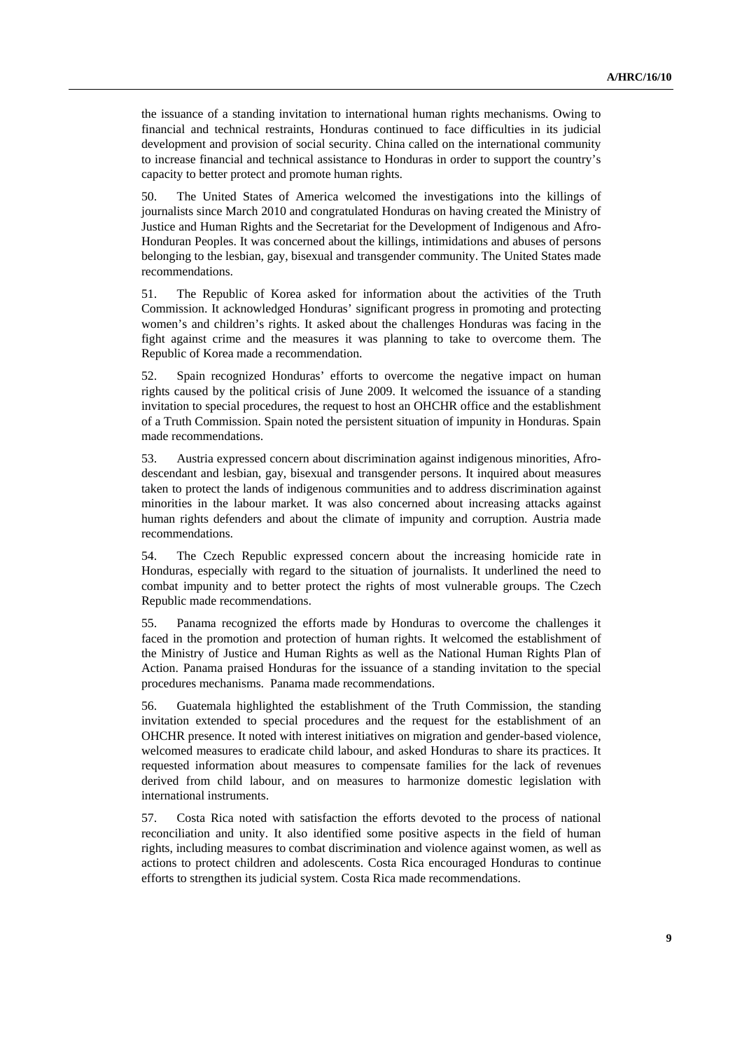the issuance of a standing invitation to international human rights mechanisms. Owing to financial and technical restraints, Honduras continued to face difficulties in its judicial development and provision of social security. China called on the international community to increase financial and technical assistance to Honduras in order to support the country's capacity to better protect and promote human rights.

50. The United States of America welcomed the investigations into the killings of journalists since March 2010 and congratulated Honduras on having created the Ministry of Justice and Human Rights and the Secretariat for the Development of Indigenous and Afro-Honduran Peoples. It was concerned about the killings, intimidations and abuses of persons belonging to the lesbian, gay, bisexual and transgender community. The United States made recommendations.

51. The Republic of Korea asked for information about the activities of the Truth Commission. It acknowledged Honduras' significant progress in promoting and protecting women's and children's rights. It asked about the challenges Honduras was facing in the fight against crime and the measures it was planning to take to overcome them. The Republic of Korea made a recommendation.

52. Spain recognized Honduras' efforts to overcome the negative impact on human rights caused by the political crisis of June 2009. It welcomed the issuance of a standing invitation to special procedures, the request to host an OHCHR office and the establishment of a Truth Commission. Spain noted the persistent situation of impunity in Honduras. Spain made recommendations.

53. Austria expressed concern about discrimination against indigenous minorities, Afro-descendant and lesbian, gay, bisexual and transgender persons. It inquired about measures taken to protect the lands of indigenous communities and to address discrimination against minorities in the labour market. It was also concerned about increasing attacks against human rights defenders and about the climate of impunity and corruption. Austria made recommendations.

54. The Czech Republic expressed concern about the increasing homicide rate in Honduras, especially with regard to the situation of journalists. It underlined the need to combat impunity and to better protect the rights of most vulnerable groups. The Czech Republic made recommendations.

55. Panama recognized the efforts made by Honduras to overcome the challenges it faced in the promotion and protection of human rights. It welcomed the establishment of the Ministry of Justice and Human Rights as well as the National Human Rights Plan of Action. Panama praised Honduras for the issuance of a standing invitation to the special procedures mechanisms. Panama made recommendations.

56. Guatemala highlighted the establishment of the Truth Commission, the standing invitation extended to special procedures and the request for the establishment of an OHCHR presence. It noted with interest initiatives on migration and gender-based violence, welcomed measures to eradicate child labour, and asked Honduras to share its practices. It requested information about measures to compensate families for the lack of revenues derived from child labour, and on measures to harmonize domestic legislation with international instruments.

57. Costa Rica noted with satisfaction the efforts devoted to the process of national reconciliation and unity. It also identified some positive aspects in the field of human rights, including measures to combat discrimination and violence against women, as well as actions to protect children and adolescents. Costa Rica encouraged Honduras to continue efforts to strengthen its judicial system. Costa Rica made recommendations.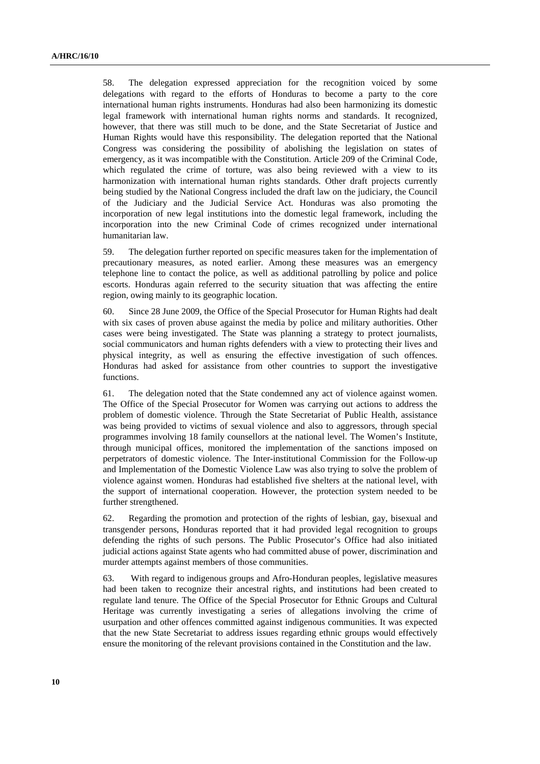58. The delegation expressed appreciation for the recognition voiced by some delegations with regard to the efforts of Honduras to become a party to the core international human rights instruments. Honduras had also been harmonizing its domestic legal framework with international human rights norms and standards. It recognized, however, that there was still much to be done, and the State Secretariat of Justice and Human Rights would have this responsibility. The delegation reported that the National Congress was considering the possibility of abolishing the legislation on states of emergency, as it was incompatible with the Constitution. Article 209 of the Criminal Code, which regulated the crime of torture, was also being reviewed with a view to its harmonization with international human rights standards. Other draft projects currently being studied by the National Congress included the draft law on the judiciary, the Council of the Judiciary and the Judicial Service Act. Honduras was also promoting the incorporation of new legal institutions into the domestic legal framework, including the incorporation into the new Criminal Code of crimes recognized under international humanitarian law.

59. The delegation further reported on specific measures taken for the implementation of precautionary measures, as noted earlier. Among these measures was an emergency telephone line to contact the police, as well as additional patrolling by police and police escorts. Honduras again referred to the security situation that was affecting the entire region, owing mainly to its geographic location.

60. Since 28 June 2009, the Office of the Special Prosecutor for Human Rights had dealt with six cases of proven abuse against the media by police and military authorities. Other cases were being investigated. The State was planning a strategy to protect journalists, social communicators and human rights defenders with a view to protecting their lives and physical integrity, as well as ensuring the effective investigation of such offences. Honduras had asked for assistance from other countries to support the investigative functions.

61. The delegation noted that the State condemned any act of violence against women. The Office of the Special Prosecutor for Women was carrying out actions to address the problem of domestic violence. Through the State Secretariat of Public Health, assistance was being provided to victims of sexual violence and also to aggressors, through special programmes involving 18 family counsellors at the national level. The Women's Institute, through municipal offices, monitored the implementation of the sanctions imposed on perpetrators of domestic violence. The Inter-institutional Commission for the Follow-up and Implementation of the Domestic Violence Law was also trying to solve the problem of violence against women. Honduras had established five shelters at the national level, with the support of international cooperation. However, the protection system needed to be further strengthened.

62. Regarding the promotion and protection of the rights of lesbian, gay, bisexual and transgender persons, Honduras reported that it had provided legal recognition to groups defending the rights of such persons. The Public Prosecutor's Office had also initiated judicial actions against State agents who had committed abuse of power, discrimination and murder attempts against members of those communities.

63. With regard to indigenous groups and Afro-Honduran peoples, legislative measures had been taken to recognize their ancestral rights, and institutions had been created to regulate land tenure. The Office of the Special Prosecutor for Ethnic Groups and Cultural Heritage was currently investigating a series of allegations involving the crime of usurpation and other offences committed against indigenous communities. It was expected that the new State Secretariat to address issues regarding ethnic groups would effectively ensure the monitoring of the relevant provisions contained in the Constitution and the law.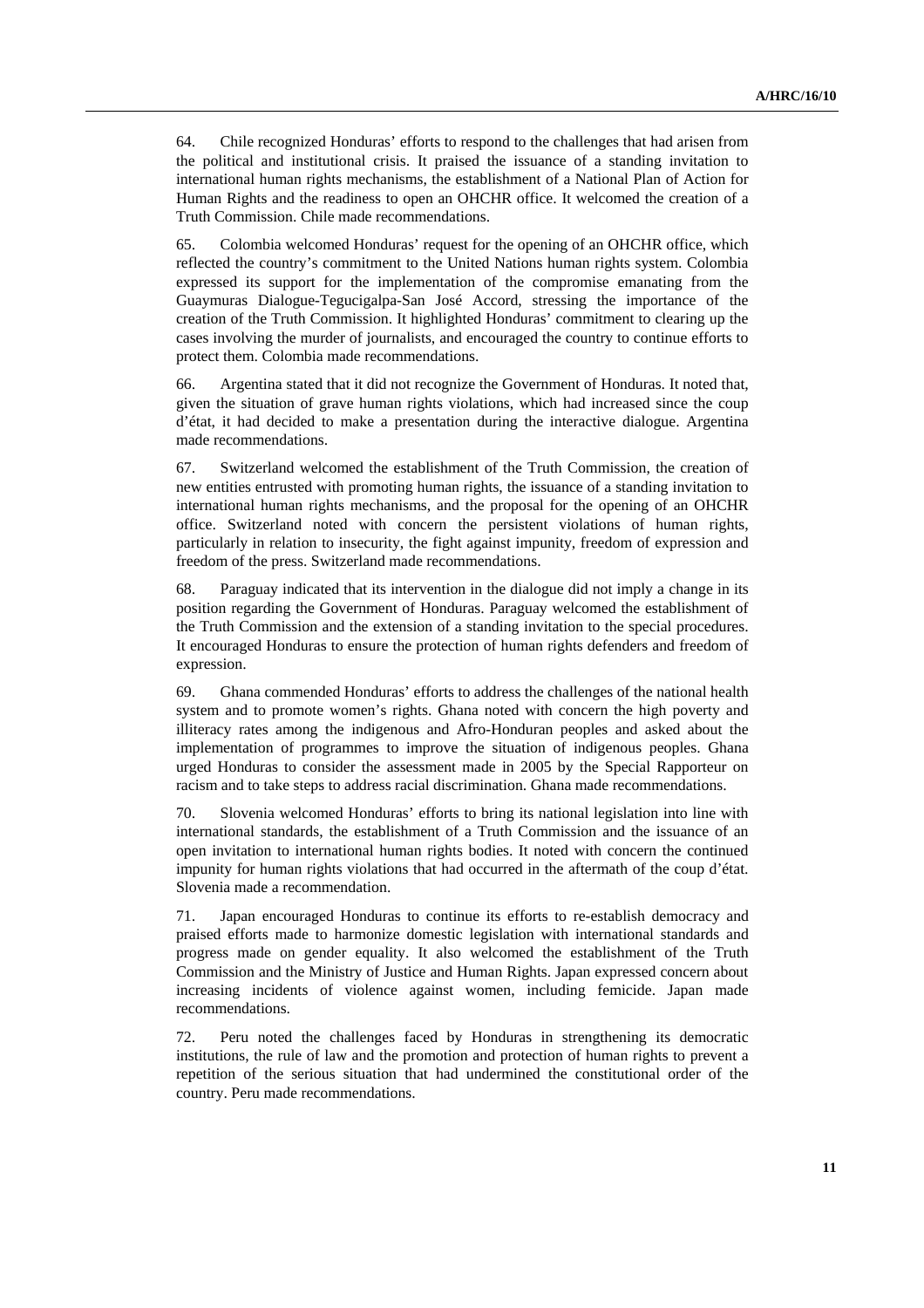64. Chile recognized Honduras' efforts to respond to the challenges that had arisen from the political and institutional crisis. It praised the issuance of a standing invitation to international human rights mechanisms, the establishment of a National Plan of Action for Human Rights and the readiness to open an OHCHR office. It welcomed the creation of a Truth Commission. Chile made recommendations.

65. Colombia welcomed Honduras' request for the opening of an OHCHR office, which reflected the country's commitment to the United Nations human rights system. Colombia expressed its support for the implementation of the compromise emanating from the Guaymuras Dialogue-Tegucigalpa-San José Accord, stressing the importance of the creation of the Truth Commission. It highlighted Honduras' commitment to clearing up the cases involving the murder of journalists, and encouraged the country to continue efforts to protect them. Colombia made recommendations.

66. Argentina stated that it did not recognize the Government of Honduras. It noted that, given the situation of grave human rights violations, which had increased since the coup d'état, it had decided to make a presentation during the interactive dialogue. Argentina made recommendations.

67. Switzerland welcomed the establishment of the Truth Commission, the creation of new entities entrusted with promoting human rights, the issuance of a standing invitation to international human rights mechanisms, and the proposal for the opening of an OHCHR office. Switzerland noted with concern the persistent violations of human rights, particularly in relation to insecurity, the fight against impunity, freedom of expression and freedom of the press. Switzerland made recommendations.

68. Paraguay indicated that its intervention in the dialogue did not imply a change in its position regarding the Government of Honduras. Paraguay welcomed the establishment of the Truth Commission and the extension of a standing invitation to the special procedures. It encouraged Honduras to ensure the protection of human rights defenders and freedom of expression.

69. Ghana commended Honduras' efforts to address the challenges of the national health system and to promote women's rights. Ghana noted with concern the high poverty and illiteracy rates among the indigenous and Afro-Honduran peoples and asked about the implementation of programmes to improve the situation of indigenous peoples. Ghana urged Honduras to consider the assessment made in 2005 by the Special Rapporteur on racism and to take steps to address racial discrimination. Ghana made recommendations.

70. Slovenia welcomed Honduras' efforts to bring its national legislation into line with international standards, the establishment of a Truth Commission and the issuance of an open invitation to international human rights bodies. It noted with concern the continued impunity for human rights violations that had occurred in the aftermath of the coup d'état. Slovenia made a recommendation.

71. Japan encouraged Honduras to continue its efforts to re-establish democracy and praised efforts made to harmonize domestic legislation with international standards and progress made on gender equality. It also welcomed the establishment of the Truth Commission and the Ministry of Justice and Human Rights. Japan expressed concern about increasing incidents of violence against women, including femicide. Japan made recommendations.

72. Peru noted the challenges faced by Honduras in strengthening its democratic institutions, the rule of law and the promotion and protection of human rights to prevent a repetition of the serious situation that had undermined the constitutional order of the country. Peru made recommendations.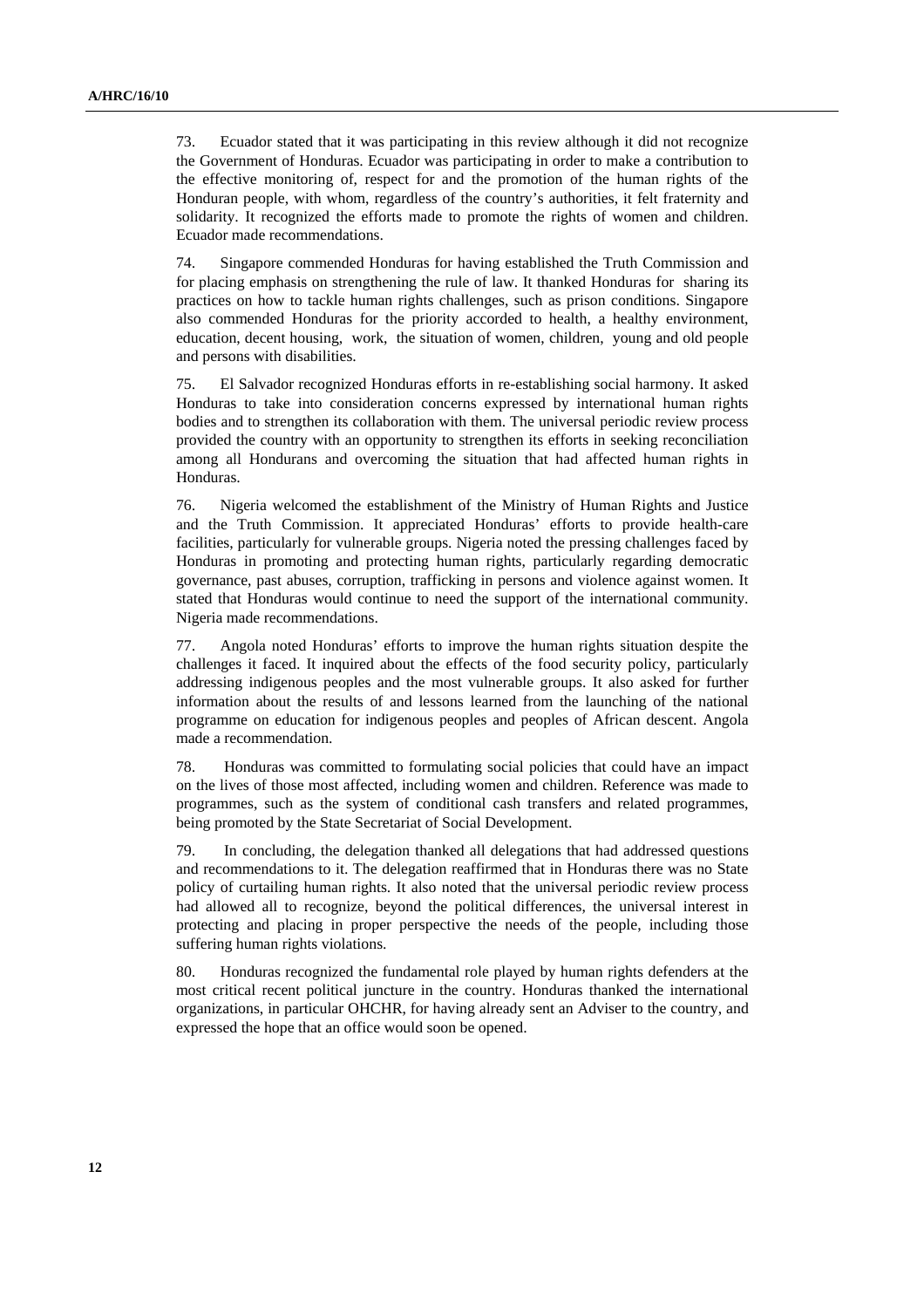73. Ecuador stated that it was participating in this review although it did not recognize the Government of Honduras. Ecuador was participating in order to make a contribution to the effective monitoring of, respect for and the promotion of the human rights of the Honduran people, with whom, regardless of the country's authorities, it felt fraternity and solidarity. It recognized the efforts made to promote the rights of women and children. Ecuador made recommendations.

74. Singapore commended Honduras for having established the Truth Commission and for placing emphasis on strengthening the rule of law. It thanked Honduras for sharing its practices on how to tackle human rights challenges, such as prison conditions. Singapore also commended Honduras for the priority accorded to health, a healthy environment, education, decent housing, work, the situation of women, children, young and old people and persons with disabilities.

75. El Salvador recognized Honduras efforts in re-establishing social harmony. It asked Honduras to take into consideration concerns expressed by international human rights bodies and to strengthen its collaboration with them. The universal periodic review process provided the country with an opportunity to strengthen its efforts in seeking reconciliation among all Hondurans and overcoming the situation that had affected human rights in Honduras.

76. Nigeria welcomed the establishment of the Ministry of Human Rights and Justice and the Truth Commission. It appreciated Honduras' efforts to provide health-care facilities, particularly for vulnerable groups. Nigeria noted the pressing challenges faced by Honduras in promoting and protecting human rights, particularly regarding democratic governance, past abuses, corruption, trafficking in persons and violence against women. It stated that Honduras would continue to need the support of the international community. Nigeria made recommendations.

77. Angola noted Honduras' efforts to improve the human rights situation despite the challenges it faced. It inquired about the effects of the food security policy, particularly addressing indigenous peoples and the most vulnerable groups. It also asked for further information about the results of and lessons learned from the launching of the national programme on education for indigenous peoples and peoples of African descent. Angola made a recommendation.

78. Honduras was committed to formulating social policies that could have an impact on the lives of those most affected, including women and children. Reference was made to programmes, such as the system of conditional cash transfers and related programmes, being promoted by the State Secretariat of Social Development.

79. In concluding, the delegation thanked all delegations that had addressed questions and recommendations to it. The delegation reaffirmed that in Honduras there was no State policy of curtailing human rights. It also noted that the universal periodic review process had allowed all to recognize, beyond the political differences, the universal interest in protecting and placing in proper perspective the needs of the people, including those suffering human rights violations.

80. Honduras recognized the fundamental role played by human rights defenders at the most critical recent political juncture in the country. Honduras thanked the international organizations, in particular OHCHR, for having already sent an Adviser to the country, and expressed the hope that an office would soon be opened.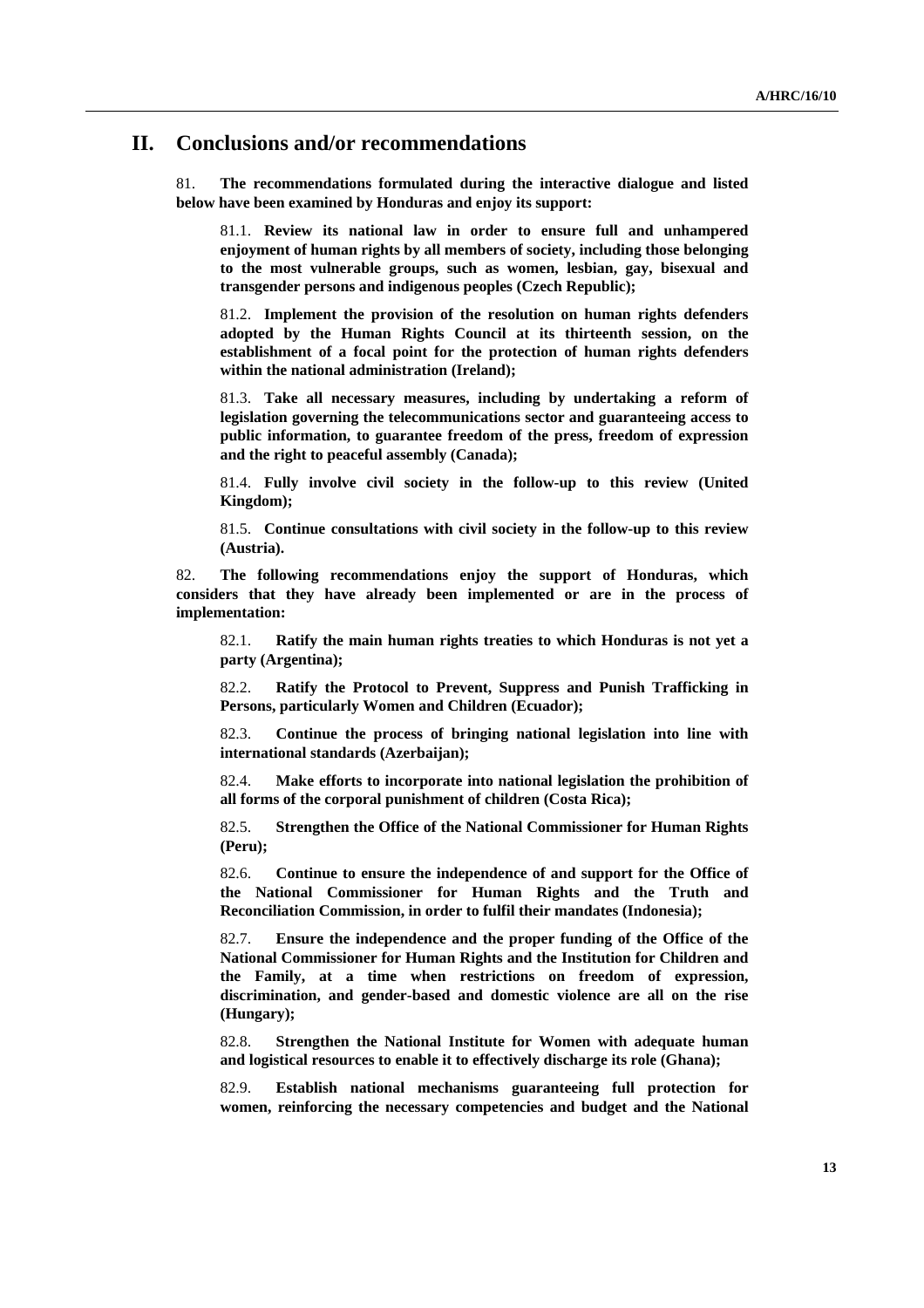# II. Conclusions and/or recommendations

81. **The recommendations formulated during the interactive dialogue and listed below have been examined by Honduras and enjoy its support:**

> 81.1. **Review its national law in order to ensure full and unhampered enjoyment of human rights by all members of society, including those belonging to the most vulnerable groups, such as women, lesbian, gay, bisexual and transgender persons and indigenous peoples (Czech Republic);**
>
> 81.2. **Implement the provision of the resolution on human rights defenders adopted by the Human Rights Council at its thirteenth session, on the establishment of a focal point for the protection of human rights defenders within the national administration (Ireland);**
>
> 81.3. **Take all necessary measures, including by undertaking a reform of legislation governing the telecommunications sector and guaranteeing access to public information, to guarantee freedom of the press, freedom of expression and the right to peaceful assembly (Canada);**
>
> 81.4. **Fully involve civil society in the follow-up to this review (United Kingdom);**
>
> 81.5. **Continue consultations with civil society in the follow-up to this review (Austria).**

82. **The following recommendations enjoy the support of Honduras, which considers that they have already been implemented or are in the process of implementation:**

> 82.1. **Ratify the main human rights treaties to which Honduras is not yet a party (Argentina);**
>
> 82.2. **Ratify the Protocol to Prevent, Suppress and Punish Trafficking in Persons, particularly Women and Children (Ecuador);**
>
> 82.3. **Continue the process of bringing national legislation into line with international standards (Azerbaijan);**
>
> 82.4. **Make efforts to incorporate into national legislation the prohibition of all forms of the corporal punishment of children (Costa Rica);**
>
> 82.5. **Strengthen the Office of the National Commissioner for Human Rights (Peru);**
>
> 82.6. **Continue to ensure the independence of and support for the Office of the National Commissioner for Human Rights and the Truth and Reconciliation Commission, in order to fulfil their mandates (Indonesia);**
>
> 82.7. **Ensure the independence and the proper funding of the Office of the National Commissioner for Human Rights and the Institution for Children and the Family, at a time when restrictions on freedom of expression, discrimination, and gender-based and domestic violence are all on the rise (Hungary);**
>
> 82.8. **Strengthen the National Institute for Women with adequate human and logistical resources to enable it to effectively discharge its role (Ghana);**
>
> 82.9. **Establish national mechanisms guaranteeing full protection for women, reinforcing the necessary competencies and budget and the National**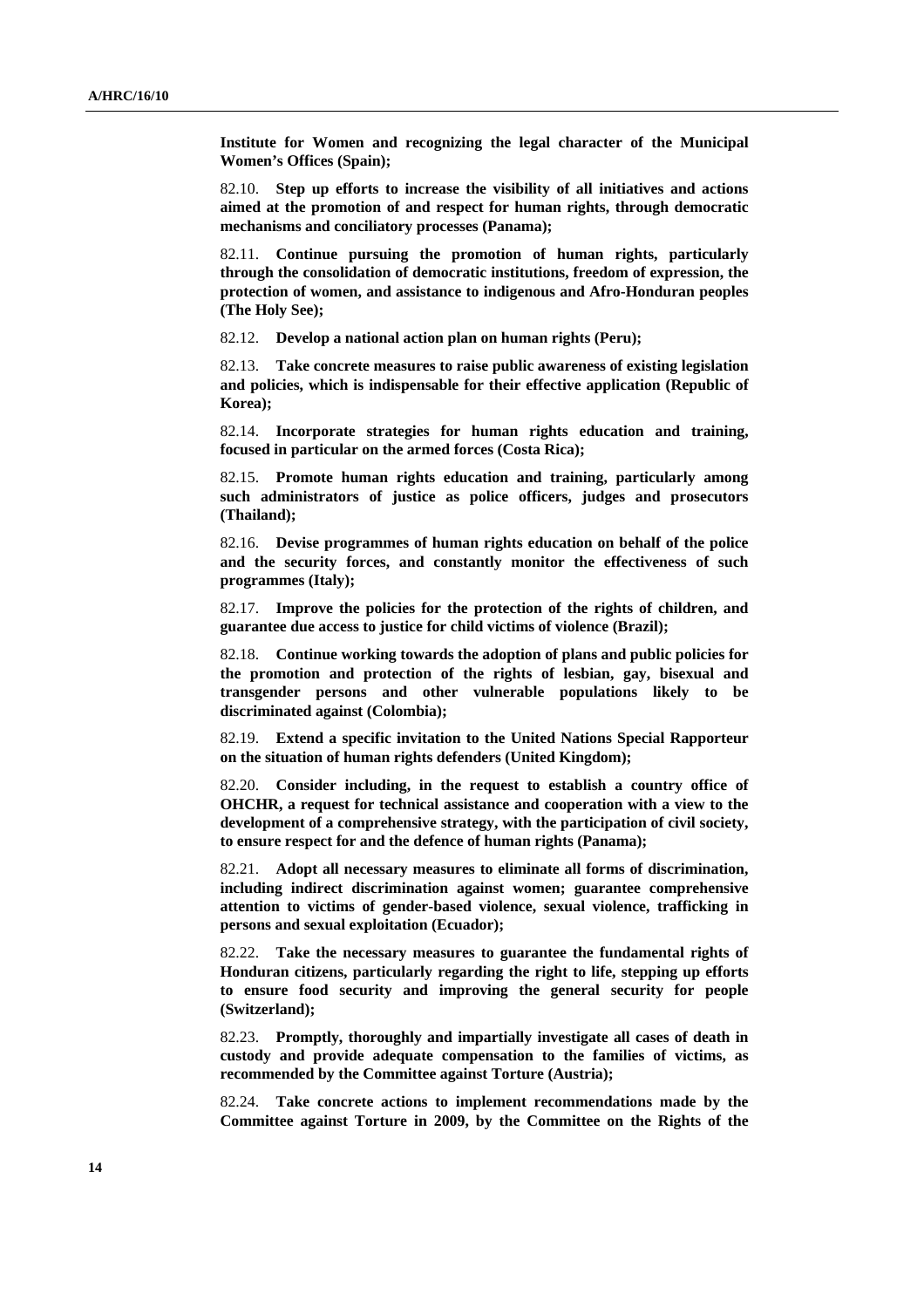**Institute for Women and recognizing the legal character of the Municipal Women's Offices (Spain);**

82.10. **Step up efforts to increase the visibility of all initiatives and actions aimed at the promotion of and respect for human rights, through democratic mechanisms and conciliatory processes (Panama);**

82.11. **Continue pursuing the promotion of human rights, particularly through the consolidation of democratic institutions, freedom of expression, the protection of women, and assistance to indigenous and Afro-Honduran peoples (The Holy See);**

82.12. **Develop a national action plan on human rights (Peru);**

82.13. **Take concrete measures to raise public awareness of existing legislation and policies, which is indispensable for their effective application (Republic of Korea);**

82.14. **Incorporate strategies for human rights education and training, focused in particular on the armed forces (Costa Rica);**

82.15. **Promote human rights education and training, particularly among such administrators of justice as police officers, judges and prosecutors (Thailand);**

82.16. **Devise programmes of human rights education on behalf of the police and the security forces, and constantly monitor the effectiveness of such programmes (Italy);**

82.17. **Improve the policies for the protection of the rights of children, and guarantee due access to justice for child victims of violence (Brazil);**

82.18. **Continue working towards the adoption of plans and public policies for the promotion and protection of the rights of lesbian, gay, bisexual and transgender persons and other vulnerable populations likely to be discriminated against (Colombia);**

82.19. **Extend a specific invitation to the United Nations Special Rapporteur on the situation of human rights defenders (United Kingdom);**

82.20. **Consider including, in the request to establish a country office of OHCHR, a request for technical assistance and cooperation with a view to the development of a comprehensive strategy, with the participation of civil society, to ensure respect for and the defence of human rights (Panama);**

82.21. **Adopt all necessary measures to eliminate all forms of discrimination, including indirect discrimination against women; guarantee comprehensive attention to victims of gender-based violence, sexual violence, trafficking in persons and sexual exploitation (Ecuador);**

82.22. **Take the necessary measures to guarantee the fundamental rights of Honduran citizens, particularly regarding the right to life, stepping up efforts to ensure food security and improving the general security for people (Switzerland);**

82.23. **Promptly, thoroughly and impartially investigate all cases of death in custody and provide adequate compensation to the families of victims, as recommended by the Committee against Torture (Austria);**

82.24. **Take concrete actions to implement recommendations made by the Committee against Torture in 2009, by the Committee on the Rights of the**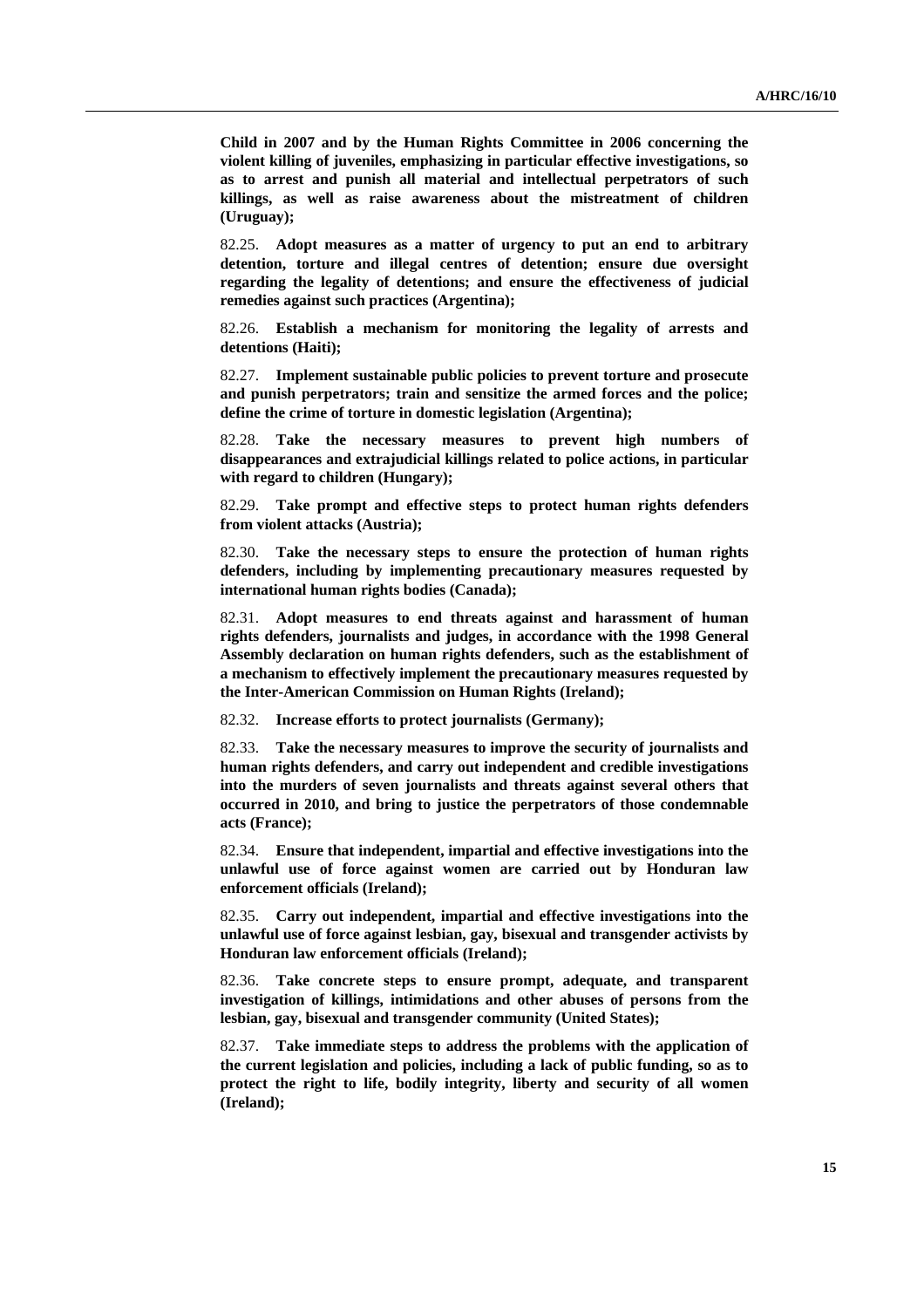**Child in 2007 and by the Human Rights Committee in 2006 concerning the violent killing of juveniles, emphasizing in particular effective investigations, so as to arrest and punish all material and intellectual perpetrators of such killings, as well as raise awareness about the mistreatment of children (Uruguay);**

82.25. **Adopt measures as a matter of urgency to put an end to arbitrary detention, torture and illegal centres of detention; ensure due oversight regarding the legality of detentions; and ensure the effectiveness of judicial remedies against such practices (Argentina);**

82.26. **Establish a mechanism for monitoring the legality of arrests and detentions (Haiti);**

82.27. **Implement sustainable public policies to prevent torture and prosecute and punish perpetrators; train and sensitize the armed forces and the police; define the crime of torture in domestic legislation (Argentina);**

82.28. **Take the necessary measures to prevent high numbers of disappearances and extrajudicial killings related to police actions, in particular with regard to children (Hungary);**

82.29. **Take prompt and effective steps to protect human rights defenders from violent attacks (Austria);**

82.30. **Take the necessary steps to ensure the protection of human rights defenders, including by implementing precautionary measures requested by international human rights bodies (Canada);**

82.31. **Adopt measures to end threats against and harassment of human rights defenders, journalists and judges, in accordance with the 1998 General Assembly declaration on human rights defenders, such as the establishment of a mechanism to effectively implement the precautionary measures requested by the Inter-American Commission on Human Rights (Ireland);**

82.32. **Increase efforts to protect journalists (Germany);**

82.33. **Take the necessary measures to improve the security of journalists and human rights defenders, and carry out independent and credible investigations into the murders of seven journalists and threats against several others that occurred in 2010, and bring to justice the perpetrators of those condemnable acts (France);**

82.34. **Ensure that independent, impartial and effective investigations into the unlawful use of force against women are carried out by Honduran law enforcement officials (Ireland);**

82.35. **Carry out independent, impartial and effective investigations into the unlawful use of force against lesbian, gay, bisexual and transgender activists by Honduran law enforcement officials (Ireland);**

82.36. **Take concrete steps to ensure prompt, adequate, and transparent investigation of killings, intimidations and other abuses of persons from the lesbian, gay, bisexual and transgender community (United States);**

82.37. **Take immediate steps to address the problems with the application of the current legislation and policies, including a lack of public funding, so as to protect the right to life, bodily integrity, liberty and security of all women (Ireland);**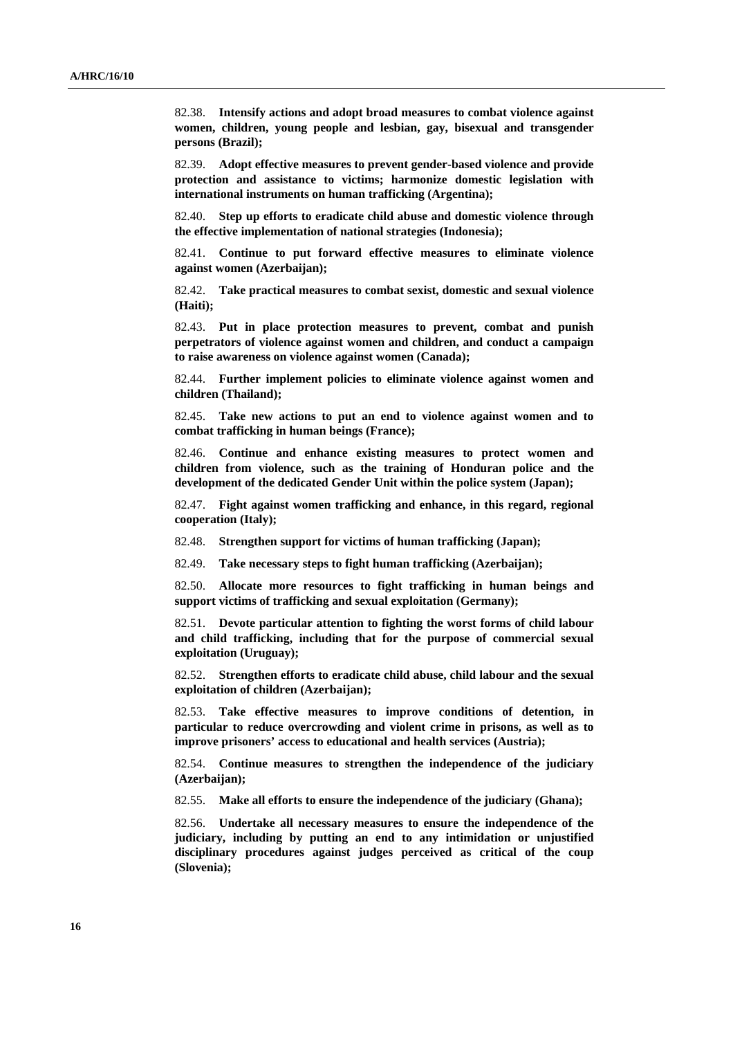82.38. **Intensify actions and adopt broad measures to combat violence against women, children, young people and lesbian, gay, bisexual and transgender persons (Brazil);**

82.39. **Adopt effective measures to prevent gender-based violence and provide protection and assistance to victims; harmonize domestic legislation with international instruments on human trafficking (Argentina);**

82.40. **Step up efforts to eradicate child abuse and domestic violence through the effective implementation of national strategies (Indonesia);**

82.41. **Continue to put forward effective measures to eliminate violence against women (Azerbaijan);**

82.42. **Take practical measures to combat sexist, domestic and sexual violence (Haiti);**

82.43. **Put in place protection measures to prevent, combat and punish perpetrators of violence against women and children, and conduct a campaign to raise awareness on violence against women (Canada);**

82.44. **Further implement policies to eliminate violence against women and children (Thailand);**

82.45. **Take new actions to put an end to violence against women and to combat trafficking in human beings (France);**

82.46. **Continue and enhance existing measures to protect women and children from violence, such as the training of Honduran police and the development of the dedicated Gender Unit within the police system (Japan);**

82.47. **Fight against women trafficking and enhance, in this regard, regional cooperation (Italy);**

82.48. **Strengthen support for victims of human trafficking (Japan);**

82.49. **Take necessary steps to fight human trafficking (Azerbaijan);**

82.50. **Allocate more resources to fight trafficking in human beings and support victims of trafficking and sexual exploitation (Germany);**

82.51. **Devote particular attention to fighting the worst forms of child labour and child trafficking, including that for the purpose of commercial sexual exploitation (Uruguay);**

82.52. **Strengthen efforts to eradicate child abuse, child labour and the sexual exploitation of children (Azerbaijan);**

82.53. **Take effective measures to improve conditions of detention, in particular to reduce overcrowding and violent crime in prisons, as well as to improve prisoners' access to educational and health services (Austria);**

82.54. **Continue measures to strengthen the independence of the judiciary (Azerbaijan);**

82.55. **Make all efforts to ensure the independence of the judiciary (Ghana);**

82.56. **Undertake all necessary measures to ensure the independence of the judiciary, including by putting an end to any intimidation or unjustified disciplinary procedures against judges perceived as critical of the coup (Slovenia);**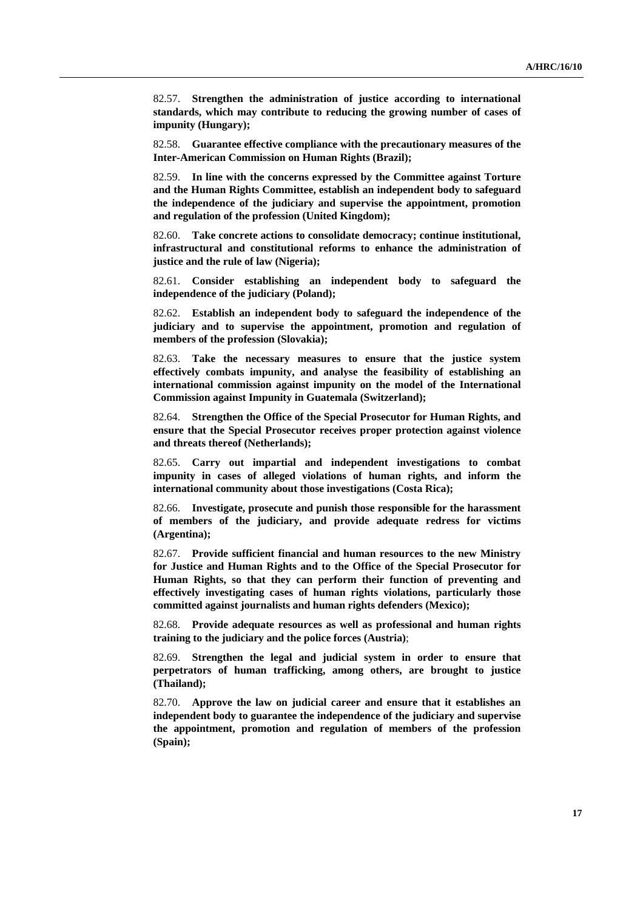82.57. **Strengthen the administration of justice according to international standards, which may contribute to reducing the growing number of cases of impunity (Hungary);**

82.58. **Guarantee effective compliance with the precautionary measures of the Inter-American Commission on Human Rights (Brazil);**

82.59. **In line with the concerns expressed by the Committee against Torture and the Human Rights Committee, establish an independent body to safeguard the independence of the judiciary and supervise the appointment, promotion and regulation of the profession (United Kingdom);**

82.60. **Take concrete actions to consolidate democracy; continue institutional, infrastructural and constitutional reforms to enhance the administration of justice and the rule of law (Nigeria);**

82.61. **Consider establishing an independent body to safeguard the independence of the judiciary (Poland);**

82.62. **Establish an independent body to safeguard the independence of the judiciary and to supervise the appointment, promotion and regulation of members of the profession (Slovakia);**

82.63. **Take the necessary measures to ensure that the justice system effectively combats impunity, and analyse the feasibility of establishing an international commission against impunity on the model of the International Commission against Impunity in Guatemala (Switzerland);**

82.64. **Strengthen the Office of the Special Prosecutor for Human Rights, and ensure that the Special Prosecutor receives proper protection against violence and threats thereof (Netherlands);**

82.65. **Carry out impartial and independent investigations to combat impunity in cases of alleged violations of human rights, and inform the international community about those investigations (Costa Rica);**

82.66. **Investigate, prosecute and punish those responsible for the harassment of members of the judiciary, and provide adequate redress for victims (Argentina);**

82.67. **Provide sufficient financial and human resources to the new Ministry for Justice and Human Rights and to the Office of the Special Prosecutor for Human Rights, so that they can perform their function of preventing and effectively investigating cases of human rights violations, particularly those committed against journalists and human rights defenders (Mexico);**

82.68. **Provide adequate resources as well as professional and human rights training to the judiciary and the police forces (Austria)**;

82.69. **Strengthen the legal and judicial system in order to ensure that perpetrators of human trafficking, among others, are brought to justice (Thailand);**

82.70. **Approve the law on judicial career and ensure that it establishes an independent body to guarantee the independence of the judiciary and supervise the appointment, promotion and regulation of members of the profession (Spain);**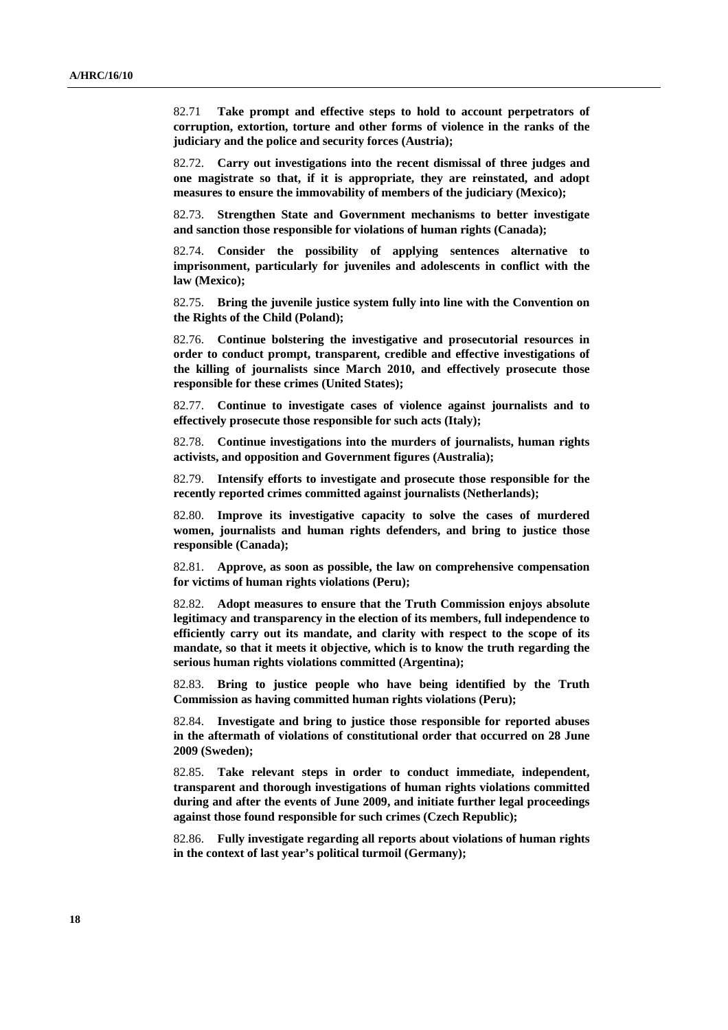82.71 **Take prompt and effective steps to hold to account perpetrators of corruption, extortion, torture and other forms of violence in the ranks of the judiciary and the police and security forces (Austria);**

82.72. **Carry out investigations into the recent dismissal of three judges and one magistrate so that, if it is appropriate, they are reinstated, and adopt measures to ensure the immovability of members of the judiciary (Mexico);**

82.73. **Strengthen State and Government mechanisms to better investigate and sanction those responsible for violations of human rights (Canada);**

82.74. **Consider the possibility of applying sentences alternative to imprisonment, particularly for juveniles and adolescents in conflict with the law (Mexico);**

82.75. **Bring the juvenile justice system fully into line with the Convention on the Rights of the Child (Poland);**

82.76. **Continue bolstering the investigative and prosecutorial resources in order to conduct prompt, transparent, credible and effective investigations of the killing of journalists since March 2010, and effectively prosecute those responsible for these crimes (United States);**

82.77. **Continue to investigate cases of violence against journalists and to effectively prosecute those responsible for such acts (Italy);**

82.78. **Continue investigations into the murders of journalists, human rights activists, and opposition and Government figures (Australia);**

82.79. **Intensify efforts to investigate and prosecute those responsible for the recently reported crimes committed against journalists (Netherlands);**

82.80. **Improve its investigative capacity to solve the cases of murdered women, journalists and human rights defenders, and bring to justice those responsible (Canada);**

82.81. **Approve, as soon as possible, the law on comprehensive compensation for victims of human rights violations (Peru);**

82.82. **Adopt measures to ensure that the Truth Commission enjoys absolute legitimacy and transparency in the election of its members, full independence to efficiently carry out its mandate, and clarity with respect to the scope of its mandate, so that it meets it objective, which is to know the truth regarding the serious human rights violations committed (Argentina);**

82.83. **Bring to justice people who have being identified by the Truth Commission as having committed human rights violations (Peru);**

82.84. **Investigate and bring to justice those responsible for reported abuses in the aftermath of violations of constitutional order that occurred on 28 June 2009 (Sweden);**

82.85. **Take relevant steps in order to conduct immediate, independent, transparent and thorough investigations of human rights violations committed during and after the events of June 2009, and initiate further legal proceedings against those found responsible for such crimes (Czech Republic);**

82.86. **Fully investigate regarding all reports about violations of human rights in the context of last year's political turmoil (Germany);**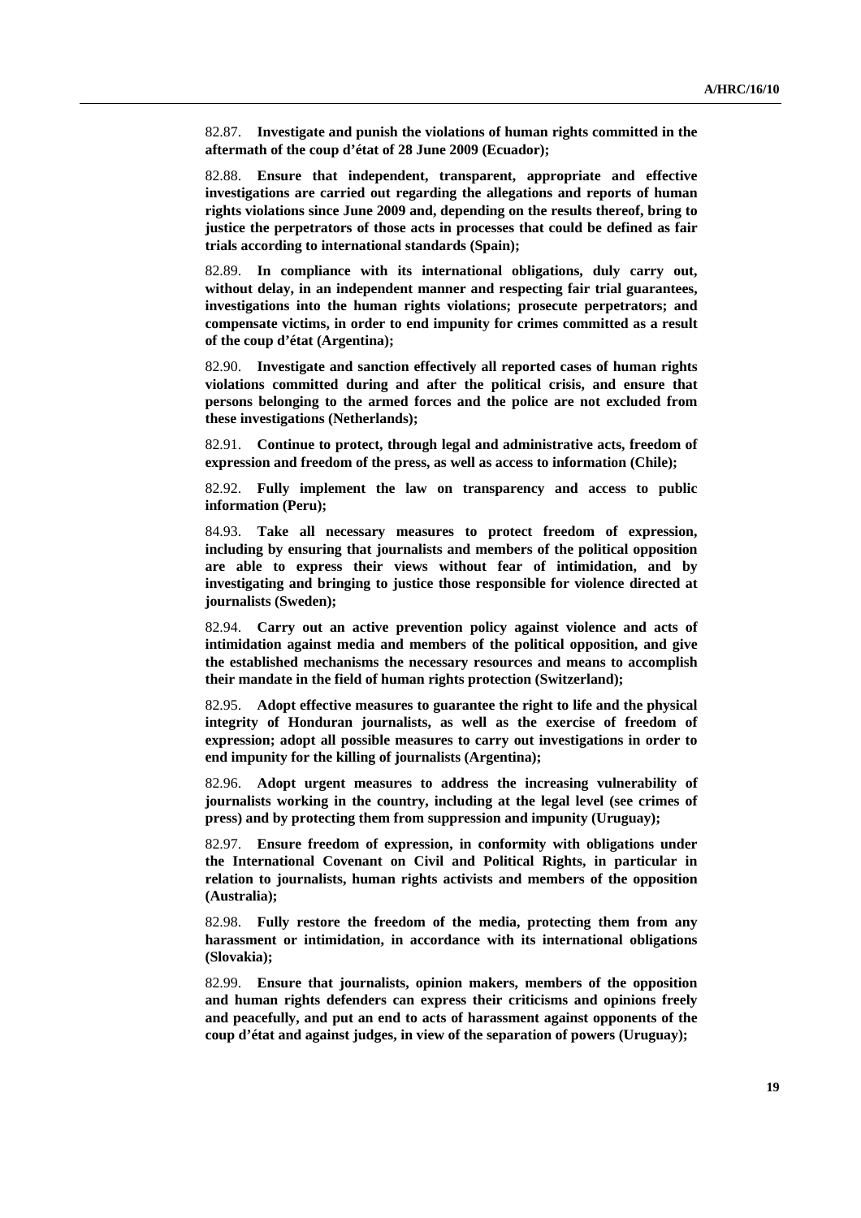82.87. **Investigate and punish the violations of human rights committed in the aftermath of the coup d'état of 28 June 2009 (Ecuador);**

82.88. **Ensure that independent, transparent, appropriate and effective investigations are carried out regarding the allegations and reports of human rights violations since June 2009 and, depending on the results thereof, bring to justice the perpetrators of those acts in processes that could be defined as fair trials according to international standards (Spain);**

82.89. **In compliance with its international obligations, duly carry out, without delay, in an independent manner and respecting fair trial guarantees, investigations into the human rights violations; prosecute perpetrators; and compensate victims, in order to end impunity for crimes committed as a result of the coup d'état (Argentina);**

82.90. **Investigate and sanction effectively all reported cases of human rights violations committed during and after the political crisis, and ensure that persons belonging to the armed forces and the police are not excluded from these investigations (Netherlands);**

82.91. **Continue to protect, through legal and administrative acts, freedom of expression and freedom of the press, as well as access to information (Chile);**

82.92. **Fully implement the law on transparency and access to public information (Peru);**

84.93. **Take all necessary measures to protect freedom of expression, including by ensuring that journalists and members of the political opposition are able to express their views without fear of intimidation, and by investigating and bringing to justice those responsible for violence directed at journalists (Sweden);**

82.94. **Carry out an active prevention policy against violence and acts of intimidation against media and members of the political opposition, and give the established mechanisms the necessary resources and means to accomplish their mandate in the field of human rights protection (Switzerland);**

82.95. **Adopt effective measures to guarantee the right to life and the physical integrity of Honduran journalists, as well as the exercise of freedom of expression; adopt all possible measures to carry out investigations in order to end impunity for the killing of journalists (Argentina);**

82.96. **Adopt urgent measures to address the increasing vulnerability of journalists working in the country, including at the legal level (see crimes of press) and by protecting them from suppression and impunity (Uruguay);**

82.97. **Ensure freedom of expression, in conformity with obligations under the International Covenant on Civil and Political Rights, in particular in relation to journalists, human rights activists and members of the opposition (Australia);**

82.98. **Fully restore the freedom of the media, protecting them from any harassment or intimidation, in accordance with its international obligations (Slovakia);**

82.99. **Ensure that journalists, opinion makers, members of the opposition and human rights defenders can express their criticisms and opinions freely and peacefully, and put an end to acts of harassment against opponents of the coup d'état and against judges, in view of the separation of powers (Uruguay);**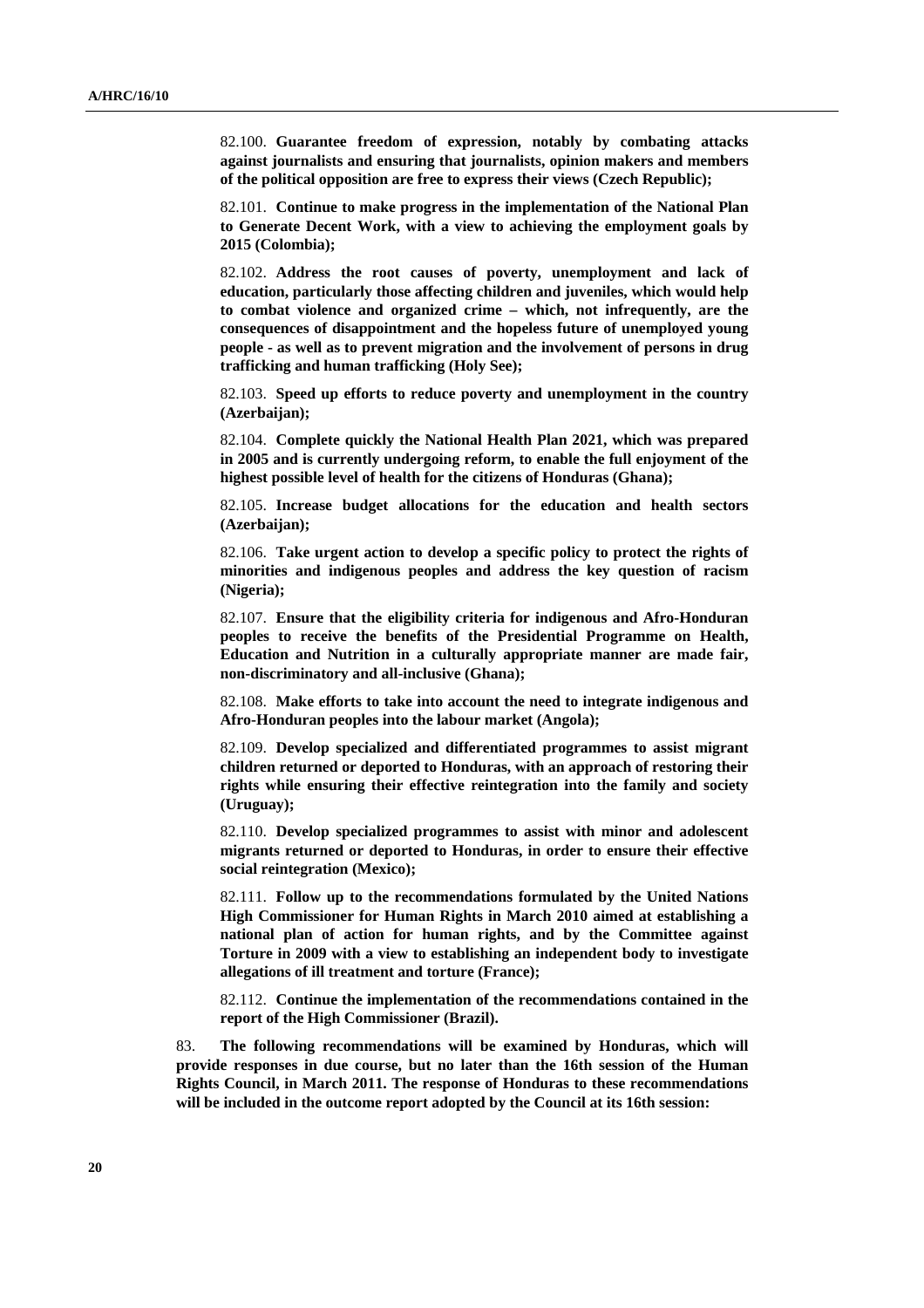82.100. **Guarantee freedom of expression, notably by combating attacks against journalists and ensuring that journalists, opinion makers and members of the political opposition are free to express their views (Czech Republic);**

82.101. **Continue to make progress in the implementation of the National Plan to Generate Decent Work, with a view to achieving the employment goals by 2015 (Colombia);**

82.102. **Address the root causes of poverty, unemployment and lack of education, particularly those affecting children and juveniles, which would help to combat violence and organized crime – which, not infrequently, are the consequences of disappointment and the hopeless future of unemployed young people - as well as to prevent migration and the involvement of persons in drug trafficking and human trafficking (Holy See);**

82.103. **Speed up efforts to reduce poverty and unemployment in the country (Azerbaijan);**

82.104. **Complete quickly the National Health Plan 2021, which was prepared in 2005 and is currently undergoing reform, to enable the full enjoyment of the highest possible level of health for the citizens of Honduras (Ghana);**

82.105. **Increase budget allocations for the education and health sectors (Azerbaijan);**

82.106. **Take urgent action to develop a specific policy to protect the rights of minorities and indigenous peoples and address the key question of racism (Nigeria);**

82.107. **Ensure that the eligibility criteria for indigenous and Afro-Honduran peoples to receive the benefits of the Presidential Programme on Health, Education and Nutrition in a culturally appropriate manner are made fair, non-discriminatory and all-inclusive (Ghana);**

82.108. **Make efforts to take into account the need to integrate indigenous and Afro-Honduran peoples into the labour market (Angola);**

82.109. **Develop specialized and differentiated programmes to assist migrant children returned or deported to Honduras, with an approach of restoring their rights while ensuring their effective reintegration into the family and society (Uruguay);**

82.110. **Develop specialized programmes to assist with minor and adolescent migrants returned or deported to Honduras, in order to ensure their effective social reintegration (Mexico);**

82.111. **Follow up to the recommendations formulated by the United Nations High Commissioner for Human Rights in March 2010 aimed at establishing a national plan of action for human rights, and by the Committee against Torture in 2009 with a view to establishing an independent body to investigate allegations of ill treatment and torture (France);**

82.112. **Continue the implementation of the recommendations contained in the report of the High Commissioner (Brazil).**

83. **The following recommendations will be examined by Honduras, which will provide responses in due course, but no later than the 16th session of the Human Rights Council, in March 2011. The response of Honduras to these recommendations will be included in the outcome report adopted by the Council at its 16th session:**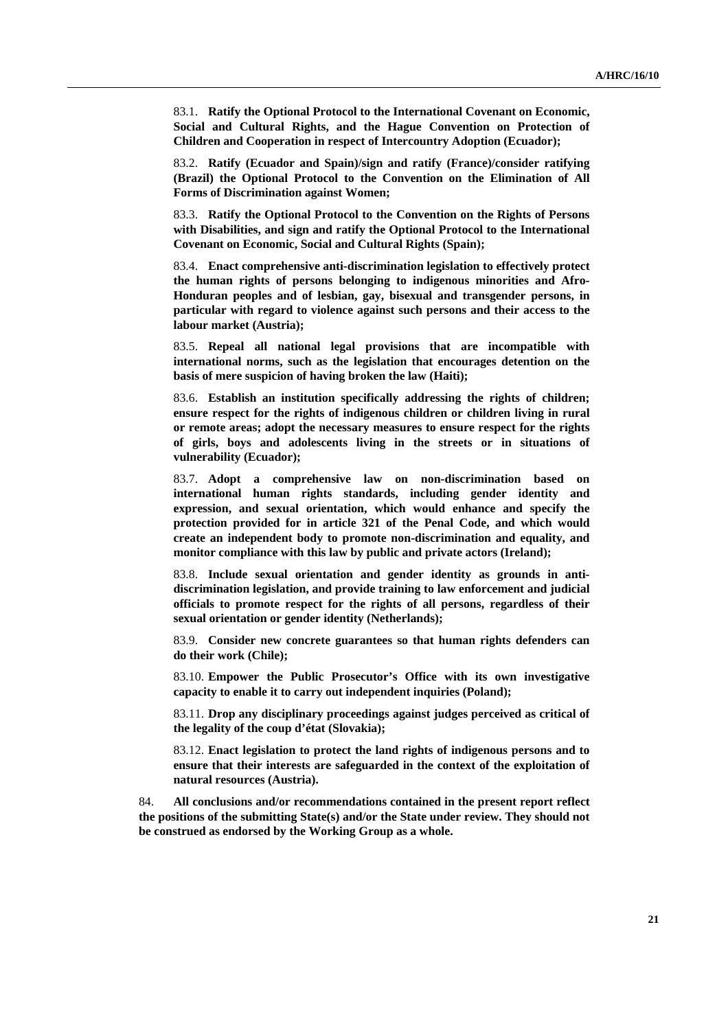83.1. **Ratify the Optional Protocol to the International Covenant on Economic, Social and Cultural Rights, and the Hague Convention on Protection of Children and Cooperation in respect of Intercountry Adoption (Ecuador);**

83.2. **Ratify (Ecuador and Spain)/sign and ratify (France)/consider ratifying (Brazil) the Optional Protocol to the Convention on the Elimination of All Forms of Discrimination against Women;**

83.3. **Ratify the Optional Protocol to the Convention on the Rights of Persons with Disabilities, and sign and ratify the Optional Protocol to the International Covenant on Economic, Social and Cultural Rights (Spain);**

83.4. **Enact comprehensive anti-discrimination legislation to effectively protect the human rights of persons belonging to indigenous minorities and Afro-Honduran peoples and of lesbian, gay, bisexual and transgender persons, in particular with regard to violence against such persons and their access to the labour market (Austria);**

83.5. **Repeal all national legal provisions that are incompatible with international norms, such as the legislation that encourages detention on the basis of mere suspicion of having broken the law (Haiti);**

83.6. **Establish an institution specifically addressing the rights of children; ensure respect for the rights of indigenous children or children living in rural or remote areas; adopt the necessary measures to ensure respect for the rights of girls, boys and adolescents living in the streets or in situations of vulnerability (Ecuador);**

83.7. **Adopt a comprehensive law on non-discrimination based on international human rights standards, including gender identity and expression, and sexual orientation, which would enhance and specify the protection provided for in article 321 of the Penal Code, and which would create an independent body to promote non-discrimination and equality, and monitor compliance with this law by public and private actors (Ireland);**

83.8. **Include sexual orientation and gender identity as grounds in anti-discrimination legislation, and provide training to law enforcement and judicial officials to promote respect for the rights of all persons, regardless of their sexual orientation or gender identity (Netherlands);**

83.9. **Consider new concrete guarantees so that human rights defenders can do their work (Chile);**

83.10. **Empower the Public Prosecutor's Office with its own investigative capacity to enable it to carry out independent inquiries (Poland);**

83.11. **Drop any disciplinary proceedings against judges perceived as critical of the legality of the coup d'état (Slovakia);**

83.12. **Enact legislation to protect the land rights of indigenous persons and to ensure that their interests are safeguarded in the context of the exploitation of natural resources (Austria).**

84. **All conclusions and/or recommendations contained in the present report reflect the positions of the submitting State(s) and/or the State under review. They should not be construed as endorsed by the Working Group as a whole.**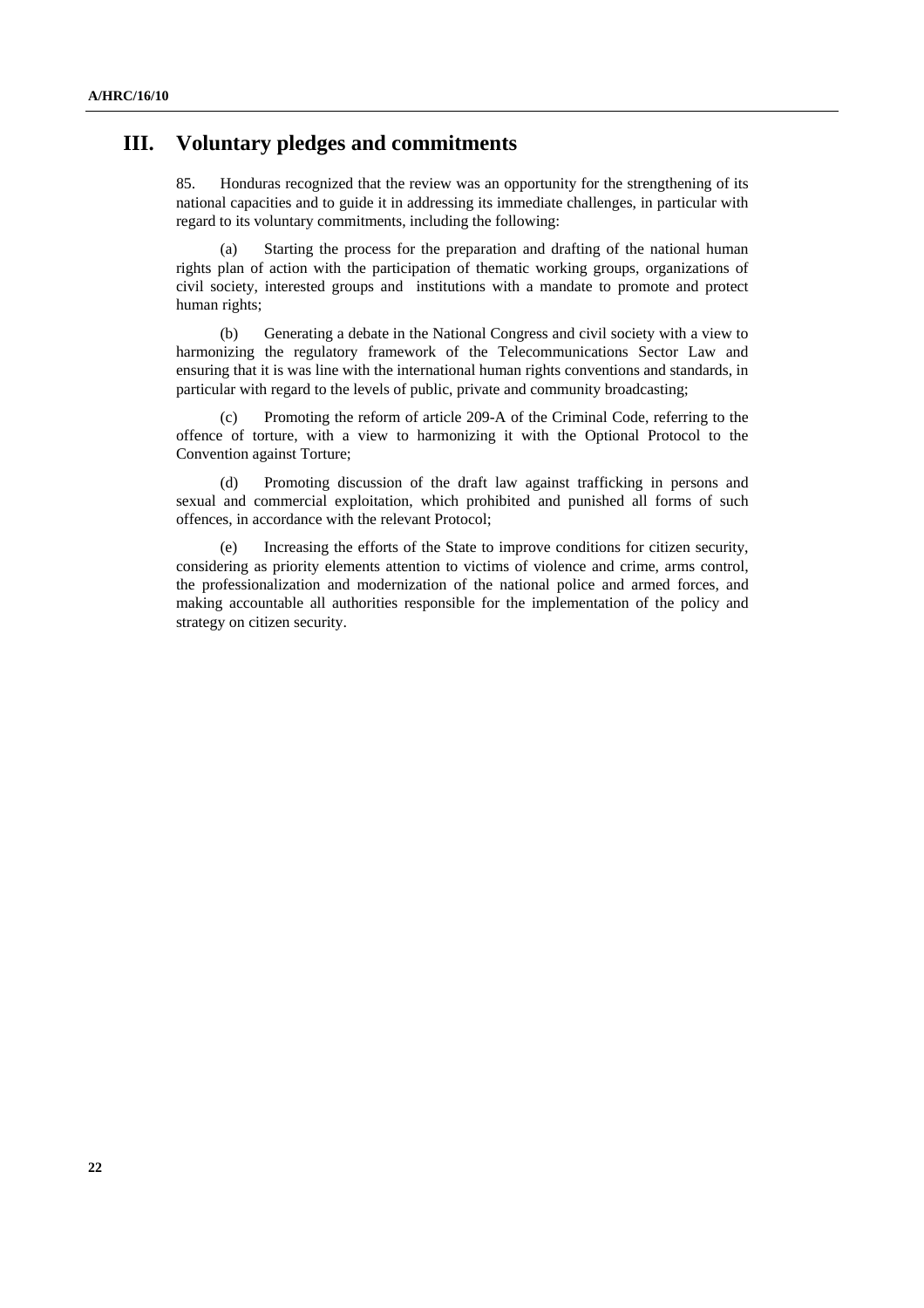## III. Voluntary pledges and commitments

85. Honduras recognized that the review was an opportunity for the strengthening of its national capacities and to guide it in addressing its immediate challenges, in particular with regard to its voluntary commitments, including the following:

(a) Starting the process for the preparation and drafting of the national human rights plan of action with the participation of thematic working groups, organizations of civil society, interested groups and institutions with a mandate to promote and protect human rights;

(b) Generating a debate in the National Congress and civil society with a view to harmonizing the regulatory framework of the Telecommunications Sector Law and ensuring that it is was line with the international human rights conventions and standards, in particular with regard to the levels of public, private and community broadcasting;

(c) Promoting the reform of article 209-A of the Criminal Code, referring to the offence of torture, with a view to harmonizing it with the Optional Protocol to the Convention against Torture;

(d) Promoting discussion of the draft law against trafficking in persons and sexual and commercial exploitation, which prohibited and punished all forms of such offences, in accordance with the relevant Protocol;

(e) Increasing the efforts of the State to improve conditions for citizen security, considering as priority elements attention to victims of violence and crime, arms control, the professionalization and modernization of the national police and armed forces, and making accountable all authorities responsible for the implementation of the policy and strategy on citizen security.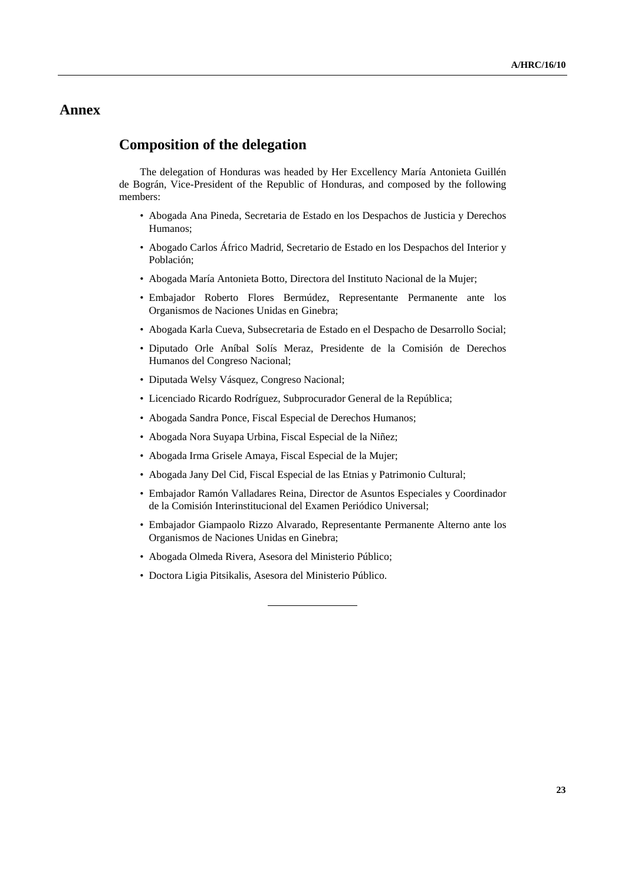# Annex

## Composition of the delegation

The delegation of Honduras was headed by Her Excellency María Antonieta Guillén de Bográn, Vice-President of the Republic of Honduras, and composed by the following members:

- Abogada Ana Pineda, Secretaria de Estado en los Despachos de Justicia y Derechos Humanos;
- Abogado Carlos África Madrid, Secretario de Estado en los Despachos del Interior y Población;
- Abogada María Antonieta Botto, Directora del Instituto Nacional de la Mujer;
- Embajador Roberto Flores Bermúdez, Representante Permanente ante los Organismos de Naciones Unidas en Ginebra;
- Abogada Karla Cueva, Subsecretaria de Estado en el Despacho de Desarrollo Social;
- Diputado Orle Aníbal Solís Meraz, Presidente de la Comisión de Derechos Humanos del Congreso Nacional;
- Diputada Welsy Vásquez, Congreso Nacional;
- Licenciado Ricardo Rodríguez, Subprocurador General de la República;
- Abogada Sandra Ponce, Fiscal Especial de Derechos Humanos;
- Abogada Nora Suyapa Urbina, Fiscal Especial de la Niñez;
- Abogada Irma Grisele Amaya, Fiscal Especial de la Mujer;
- Abogada Jany Del Cid, Fiscal Especial de las Etnias y Patrimonio Cultural;
- Embajador Ramón Valladares Reina, Director de Asuntos Especiales y Coordinador de la Comisión Interinstitucional del Examen Periódico Universal;
- Embajador Giampaolo Rizzo Alvarado, Representante Permanente Alterno ante los Organismos de Naciones Unidas en Ginebra;
- Abogada Olmeda Rivera, Asesora del Ministerio Público;
- Doctora Ligia Pitsikalis, Asesora del Ministerio Público.